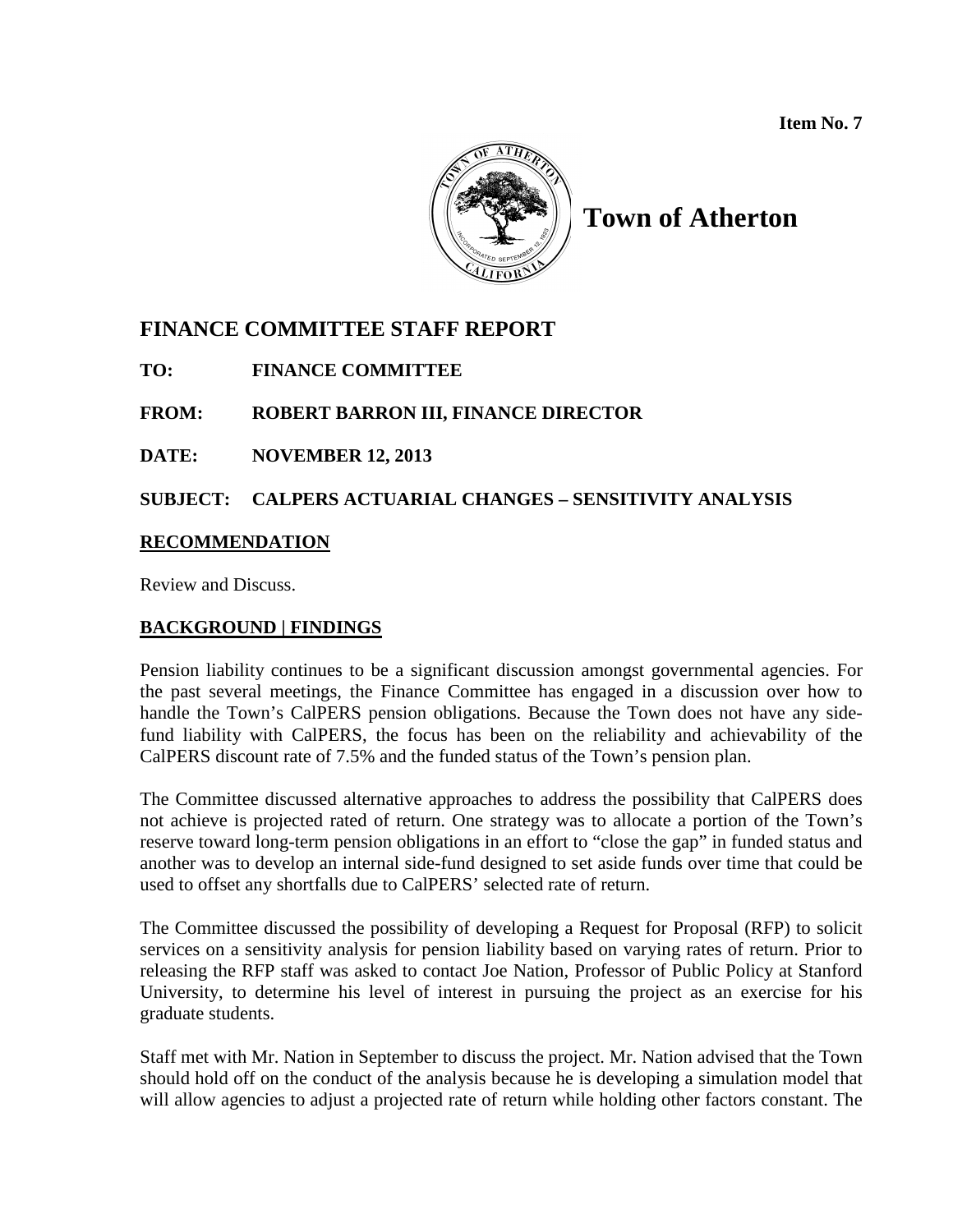**Item No. 7**

# Town of Atherton

## FINANCE COMMITTEE STAFF REPORT

**TO:** FINANCE COMMITTEE

**FROM:** ROBERT BARRON III, FINANCE DIRECTOR

**DATE:** NOVEMBER 12, 2013

**SUBJECT:** CALPERS ACTUARIAL CHANGES – SENSITIVITY ANALYSIS

### RECOMMENDATION

Review and Discuss.

### BACKGROUND | FINDINGS

Pension liability continues to be a significant discussion amongst governmental agencies. For the past several meetings, the Finance Committee has engaged in a discussion over how to handle the Town's CalPERS pension obligations. Because the Town does not have any side-fund liability with CalPERS, the focus has been on the reliability and achievability of the CalPERS discount rate of 7.5% and the funded status of the Town's pension plan.

The Committee discussed alternative approaches to address the possibility that CalPERS does not achieve is projected rated of return. One strategy was to allocate a portion of the Town's reserve toward long-term pension obligations in an effort to "close the gap" in funded status and another was to develop an internal side-fund designed to set aside funds over time that could be used to offset any shortfalls due to CalPERS' selected rate of return.

The Committee discussed the possibility of developing a Request for Proposal (RFP) to solicit services on a sensitivity analysis for pension liability based on varying rates of return. Prior to releasing the RFP staff was asked to contact Joe Nation, Professor of Public Policy at Stanford University, to determine his level of interest in pursuing the project as an exercise for his graduate students.

Staff met with Mr. Nation in September to discuss the project. Mr. Nation advised that the Town should hold off on the conduct of the analysis because he is developing a simulation model that will allow agencies to adjust a projected rate of return while holding other factors constant. The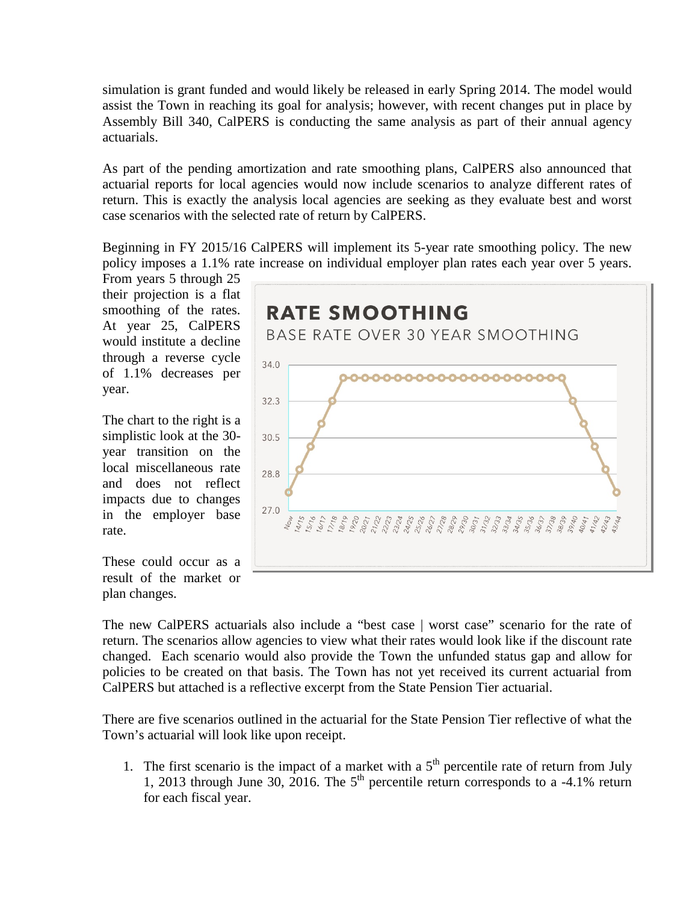simulation is grant funded and would likely be released in early Spring 2014. The model would assist the Town in reaching its goal for analysis; however, with recent changes put in place by Assembly Bill 340, CalPERS is conducting the same analysis as part of their annual agency actuarials.

As part of the pending amortization and rate smoothing plans, CalPERS also announced that actuarial reports for local agencies would now include scenarios to analyze different rates of return. This is exactly the analysis local agencies are seeking as they evaluate best and worst case scenarios with the selected rate of return by CalPERS.

Beginning in FY 2015/16 CalPERS will implement its 5-year rate smoothing policy. The new policy imposes a 1.1% rate increase on individual employer plan rates each year over 5 years. From years 5 through 25 their projection is a flat smoothing of the rates. At year 25, CalPERS would institute a decline through a reverse cycle of 1.1% decreases per year.

The chart to the right is a simplistic look at the 30-year transition on the local miscellaneous rate and does not reflect impacts due to changes in the employer base rate.

These could occur as a result of the market or plan changes.

**RATE SMOOTHING**

BASE RATE OVER 30 YEAR SMOOTHING

The new CalPERS actuarials also include a "best case | worst case" scenario for the rate of return. The scenarios allow agencies to view what their rates would look like if the discount rate changed. Each scenario would also provide the Town the unfunded status gap and allow for policies to be created on that basis. The Town has not yet received its current actuarial from CalPERS but attached is a reflective excerpt from the State Pension Tier actuarial.

There are five scenarios outlined in the actuarial for the State Pension Tier reflective of what the Town's actuarial will look like upon receipt.

1. The first scenario is the impact of a market with a 5th percentile rate of return from July 1, 2013 through June 30, 2016. The 5th percentile return corresponds to a -4.1% return for each fiscal year.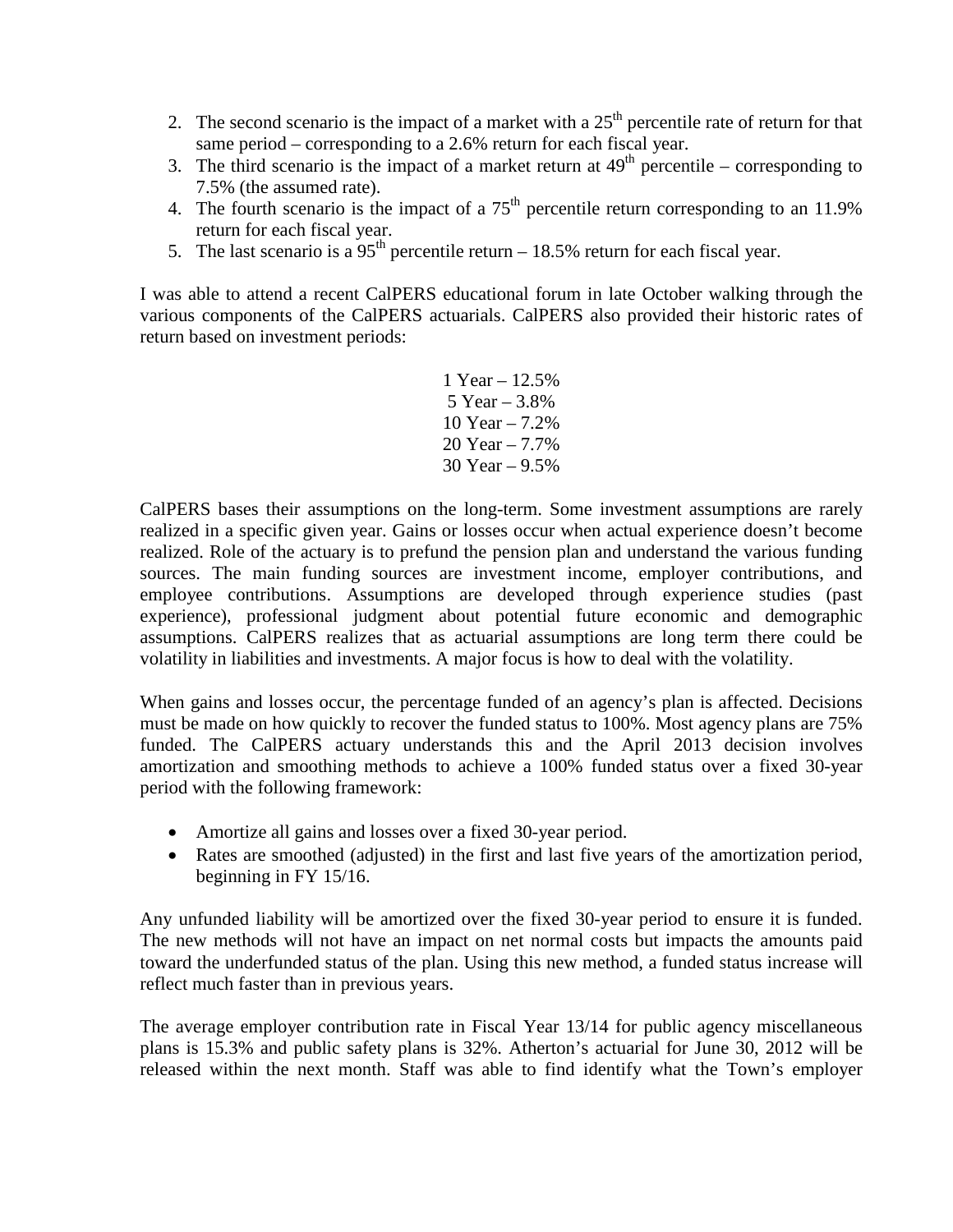2. The second scenario is the impact of a market with a 25th percentile rate of return for that same period – corresponding to a 2.6% return for each fiscal year.
3. The third scenario is the impact of a market return at 49th percentile – corresponding to 7.5% (the assumed rate).
4. The fourth scenario is the impact of a 75th percentile return corresponding to an 11.9% return for each fiscal year.
5. The last scenario is a 95th percentile return – 18.5% return for each fiscal year.

I was able to attend a recent CalPERS educational forum in late October walking through the various components of the CalPERS actuarials. CalPERS also provided their historic rates of return based on investment periods:

1 Year – 12.5%
5 Year – 3.8%
10 Year – 7.2%
20 Year – 7.7%
30 Year – 9.5%

CalPERS bases their assumptions on the long-term. Some investment assumptions are rarely realized in a specific given year. Gains or losses occur when actual experience doesn't become realized. Role of the actuary is to prefund the pension plan and understand the various funding sources. The main funding sources are investment income, employer contributions, and employee contributions. Assumptions are developed through experience studies (past experience), professional judgment about potential future economic and demographic assumptions. CalPERS realizes that as actuarial assumptions are long term there could be volatility in liabilities and investments. A major focus is how to deal with the volatility.

When gains and losses occur, the percentage funded of an agency's plan is affected. Decisions must be made on how quickly to recover the funded status to 100%. Most agency plans are 75% funded. The CalPERS actuary understands this and the April 2013 decision involves amortization and smoothing methods to achieve a 100% funded status over a fixed 30-year period with the following framework:

- Amortize all gains and losses over a fixed 30-year period.
- Rates are smoothed (adjusted) in the first and last five years of the amortization period, beginning in FY 15/16.

Any unfunded liability will be amortized over the fixed 30-year period to ensure it is funded. The new methods will not have an impact on net normal costs but impacts the amounts paid toward the underfunded status of the plan. Using this new method, a funded status increase will reflect much faster than in previous years.

The average employer contribution rate in Fiscal Year 13/14 for public agency miscellaneous plans is 15.3% and public safety plans is 32%. Atherton's actuarial for June 30, 2012 will be released within the next month. Staff was able to find identify what the Town's employer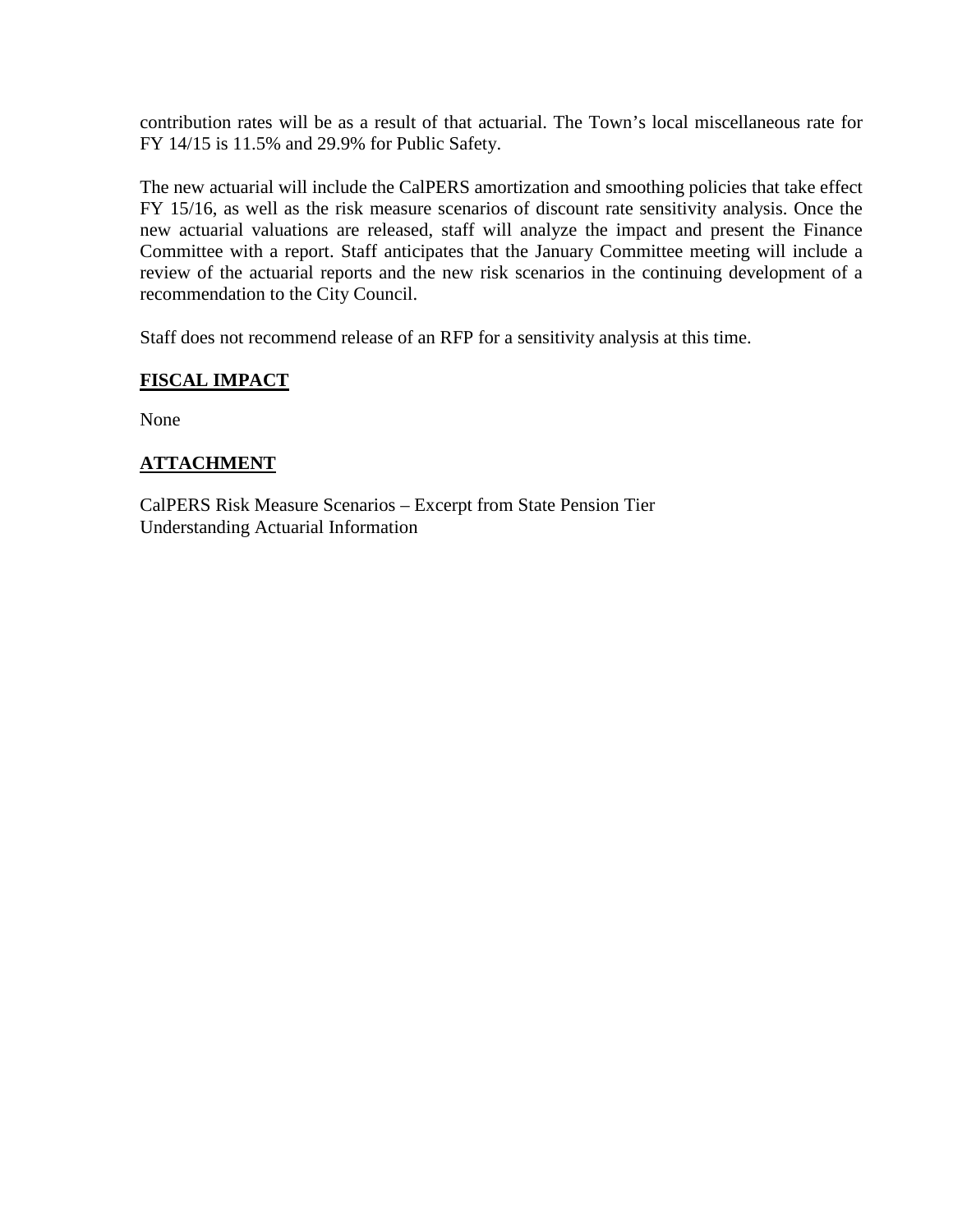contribution rates will be as a result of that actuarial. The Town's local miscellaneous rate for FY 14/15 is 11.5% and 29.9% for Public Safety.

The new actuarial will include the CalPERS amortization and smoothing policies that take effect FY 15/16, as well as the risk measure scenarios of discount rate sensitivity analysis. Once the new actuarial valuations are released, staff will analyze the impact and present the Finance Committee with a report. Staff anticipates that the January Committee meeting will include a review of the actuarial reports and the new risk scenarios in the continuing development of a recommendation to the City Council.

Staff does not recommend release of an RFP for a sensitivity analysis at this time.

## FISCAL IMPACT

None

## ATTACHMENT

CalPERS Risk Measure Scenarios – Excerpt from State Pension Tier
Understanding Actuarial Information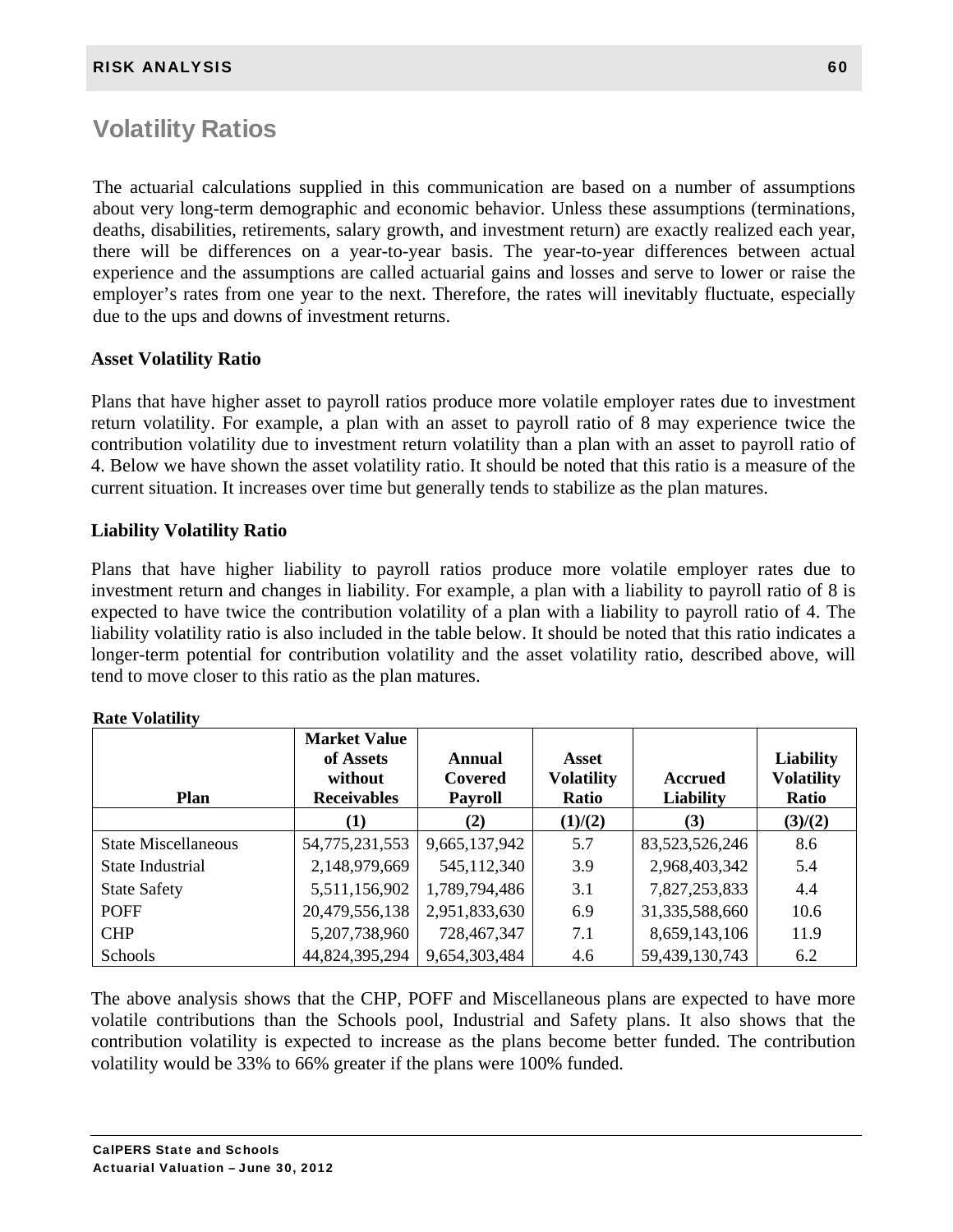## Volatility Ratios

The actuarial calculations supplied in this communication are based on a number of assumptions about very long-term demographic and economic behavior. Unless these assumptions (terminations, deaths, disabilities, retirements, salary growth, and investment return) are exactly realized each year, there will be differences on a year-to-year basis. The year-to-year differences between actual experience and the assumptions are called actuarial gains and losses and serve to lower or raise the employer's rates from one year to the next. Therefore, the rates will inevitably fluctuate, especially due to the ups and downs of investment returns.

### Asset Volatility Ratio

Plans that have higher asset to payroll ratios produce more volatile employer rates due to investment return volatility. For example, a plan with an asset to payroll ratio of 8 may experience twice the contribution volatility due to investment return volatility than a plan with an asset to payroll ratio of 4. Below we have shown the asset volatility ratio. It should be noted that this ratio is a measure of the current situation. It increases over time but generally tends to stabilize as the plan matures.

### Liability Volatility Ratio

Plans that have higher liability to payroll ratios produce more volatile employer rates due to investment return and changes in liability. For example, a plan with a liability to payroll ratio of 8 is expected to have twice the contribution volatility of a plan with a liability to payroll ratio of 4. The liability volatility ratio is also included in the table below. It should be noted that this ratio indicates a longer-term potential for contribution volatility and the asset volatility ratio, described above, will tend to move closer to this ratio as the plan matures.

**Rate Volatility**

| Plan | Market Value of Assets without Receivables | Annual Covered Payroll | Asset Volatility Ratio | Accrued Liability | Liability Volatility Ratio |
|---|---|---|---|---|---|
| | (1) | (2) | (1)/(2) | (3) | (3)/(2) |
| State Miscellaneous | 54,775,231,553 | 9,665,137,942 | 5.7 | 83,523,526,246 | 8.6 |
| State Industrial | 2,148,979,669 | 545,112,340 | 3.9 | 2,968,403,342 | 5.4 |
| State Safety | 5,511,156,902 | 1,789,794,486 | 3.1 | 7,827,253,833 | 4.4 |
| POFF | 20,479,556,138 | 2,951,833,630 | 6.9 | 31,335,588,660 | 10.6 |
| CHP | 5,207,738,960 | 728,467,347 | 7.1 | 8,659,143,106 | 11.9 |
| Schools | 44,824,395,294 | 9,654,303,484 | 4.6 | 59,439,130,743 | 6.2 |

The above analysis shows that the CHP, POFF and Miscellaneous plans are expected to have more volatile contributions than the Schools pool, Industrial and Safety plans. It also shows that the contribution volatility is expected to increase as the plans become better funded. The contribution volatility would be 33% to 66% greater if the plans were 100% funded.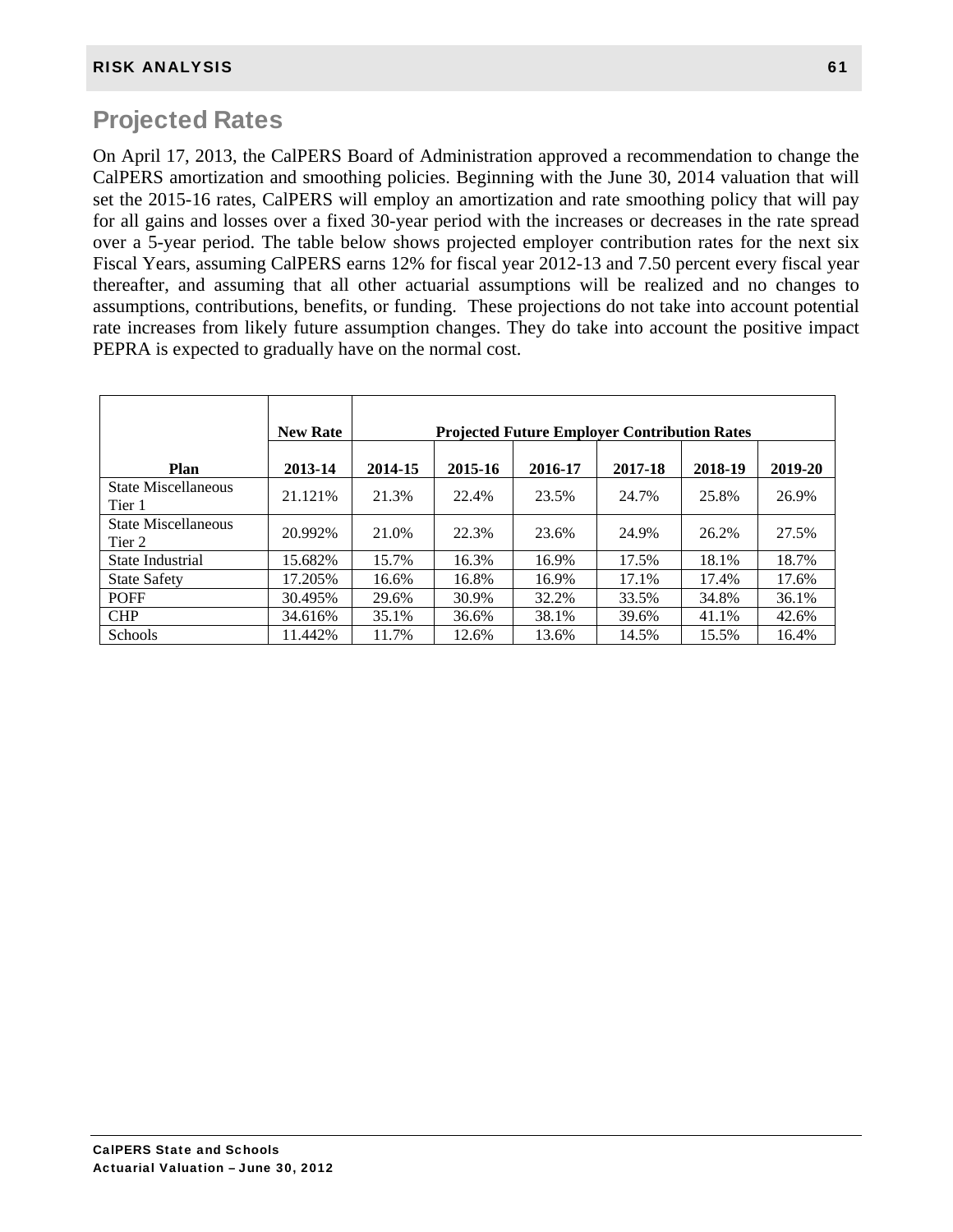## Projected Rates

On April 17, 2013, the CalPERS Board of Administration approved a recommendation to change the CalPERS amortization and smoothing policies. Beginning with the June 30, 2014 valuation that will set the 2015-16 rates, CalPERS will employ an amortization and rate smoothing policy that will pay for all gains and losses over a fixed 30-year period with the increases or decreases in the rate spread over a 5-year period. The table below shows projected employer contribution rates for the next six Fiscal Years, assuming CalPERS earns 12% for fiscal year 2012-13 and 7.50 percent every fiscal year thereafter, and assuming that all other actuarial assumptions will be realized and no changes to assumptions, contributions, benefits, or funding. These projections do not take into account potential rate increases from likely future assumption changes. They do take into account the positive impact PEPRA is expected to gradually have on the normal cost.

| | New Rate | Projected Future Employer Contribution Rates | | | | | |
|---|---|---|---|---|---|---|---|
| Plan | 2013-14 | 2014-15 | 2015-16 | 2016-17 | 2017-18 | 2018-19 | 2019-20 |
| State Miscellaneous Tier 1 | 21.121% | 21.3% | 22.4% | 23.5% | 24.7% | 25.8% | 26.9% |
| State Miscellaneous Tier 2 | 20.992% | 21.0% | 22.3% | 23.6% | 24.9% | 26.2% | 27.5% |
| State Industrial | 15.682% | 15.7% | 16.3% | 16.9% | 17.5% | 18.1% | 18.7% |
| State Safety | 17.205% | 16.6% | 16.8% | 16.9% | 17.1% | 17.4% | 17.6% |
| POFF | 30.495% | 29.6% | 30.9% | 32.2% | 33.5% | 34.8% | 36.1% |
| CHP | 34.616% | 35.1% | 36.6% | 38.1% | 39.6% | 41.1% | 42.6% |
| Schools | 11.442% | 11.7% | 12.6% | 13.6% | 14.5% | 15.5% | 16.4% |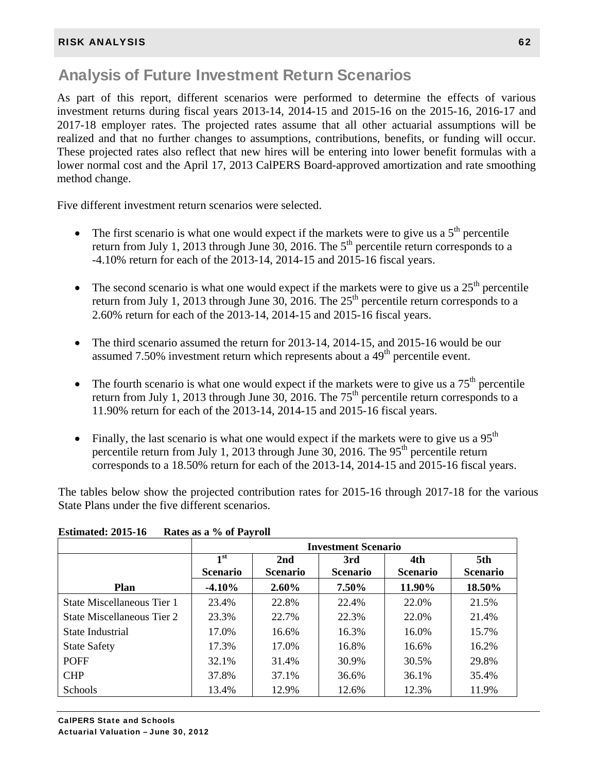## Analysis of Future Investment Return Scenarios

As part of this report, different scenarios were performed to determine the effects of various investment returns during fiscal years 2013-14, 2014-15 and 2015-16 on the 2015-16, 2016-17 and 2017-18 employer rates. The projected rates assume that all other actuarial assumptions will be realized and that no further changes to assumptions, contributions, benefits, or funding will occur. These projected rates also reflect that new hires will be entering into lower benefit formulas with a lower normal cost and the April 17, 2013 CalPERS Board-approved amortization and rate smoothing method change.

Five different investment return scenarios were selected.

- The first scenario is what one would expect if the markets were to give us a 5th percentile return from July 1, 2013 through June 30, 2016. The 5th percentile return corresponds to a -4.10% return for each of the 2013-14, 2014-15 and 2015-16 fiscal years.
- The second scenario is what one would expect if the markets were to give us a 25th percentile return from July 1, 2013 through June 30, 2016. The 25th percentile return corresponds to a 2.60% return for each of the 2013-14, 2014-15 and 2015-16 fiscal years.
- The third scenario assumed the return for 2013-14, 2014-15, and 2015-16 would be our assumed 7.50% investment return which represents about a 49th percentile event.
- The fourth scenario is what one would expect if the markets were to give us a 75th percentile return from July 1, 2013 through June 30, 2016. The 75th percentile return corresponds to a 11.90% return for each of the 2013-14, 2014-15 and 2015-16 fiscal years.
- Finally, the last scenario is what one would expect if the markets were to give us a 95th percentile return from July 1, 2013 through June 30, 2016. The 95th percentile return corresponds to a 18.50% return for each of the 2013-14, 2014-15 and 2015-16 fiscal years.

The tables below show the projected contribution rates for 2015-16 through 2017-18 for the various State Plans under the five different scenarios.

**Estimated: 2015-16 Rates as a % of Payroll**

| | Investment Scenario | | | | |
|---|---|---|---|---|---|
| | 1st Scenario | 2nd Scenario | 3rd Scenario | 4th Scenario | 5th Scenario |
| **Plan** | **-4.10%** | **2.60%** | **7.50%** | **11.90%** | **18.50%** |
| State Miscellaneous Tier 1 | 23.4% | 22.8% | 22.4% | 22.0% | 21.5% |
| State Miscellaneous Tier 2 | 23.3% | 22.7% | 22.3% | 22.0% | 21.4% |
| State Industrial | 17.0% | 16.6% | 16.3% | 16.0% | 15.7% |
| State Safety | 17.3% | 17.0% | 16.8% | 16.6% | 16.2% |
| POFF | 32.1% | 31.4% | 30.9% | 30.5% | 29.8% |
| CHP | 37.8% | 37.1% | 36.6% | 36.1% | 35.4% |
| Schools | 13.4% | 12.9% | 12.6% | 12.3% | 11.9% |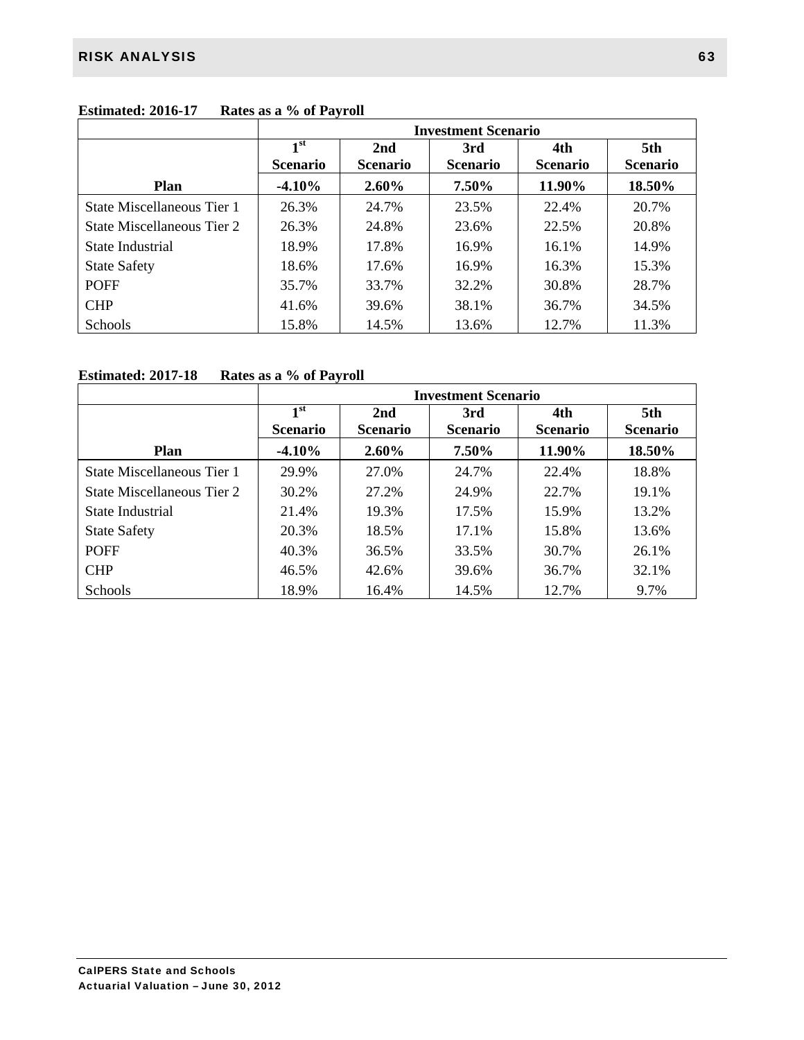**Estimated: 2016-17 Rates as a % of Payroll**

| | Investment Scenario | | | | |
|---|---|---|---|---|---|
| | 1st Scenario | 2nd Scenario | 3rd Scenario | 4th Scenario | 5th Scenario |
| **Plan** | **-4.10%** | **2.60%** | **7.50%** | **11.90%** | **18.50%** |
| State Miscellaneous Tier 1 | 26.3% | 24.7% | 23.5% | 22.4% | 20.7% |
| State Miscellaneous Tier 2 | 26.3% | 24.8% | 23.6% | 22.5% | 20.8% |
| State Industrial | 18.9% | 17.8% | 16.9% | 16.1% | 14.9% |
| State Safety | 18.6% | 17.6% | 16.9% | 16.3% | 15.3% |
| POFF | 35.7% | 33.7% | 32.2% | 30.8% | 28.7% |
| CHP | 41.6% | 39.6% | 38.1% | 36.7% | 34.5% |
| Schools | 15.8% | 14.5% | 13.6% | 12.7% | 11.3% |

**Estimated: 2017-18 Rates as a % of Payroll**

| | Investment Scenario | | | | |
|---|---|---|---|---|---|
| | 1st Scenario | 2nd Scenario | 3rd Scenario | 4th Scenario | 5th Scenario |
| **Plan** | **-4.10%** | **2.60%** | **7.50%** | **11.90%** | **18.50%** |
| State Miscellaneous Tier 1 | 29.9% | 27.0% | 24.7% | 22.4% | 18.8% |
| State Miscellaneous Tier 2 | 30.2% | 27.2% | 24.9% | 22.7% | 19.1% |
| State Industrial | 21.4% | 19.3% | 17.5% | 15.9% | 13.2% |
| State Safety | 20.3% | 18.5% | 17.1% | 15.8% | 13.6% |
| POFF | 40.3% | 36.5% | 33.5% | 30.7% | 26.1% |
| CHP | 46.5% | 42.6% | 39.6% | 36.7% | 32.1% |
| Schools | 18.9% | 16.4% | 14.5% | 12.7% | 9.7% |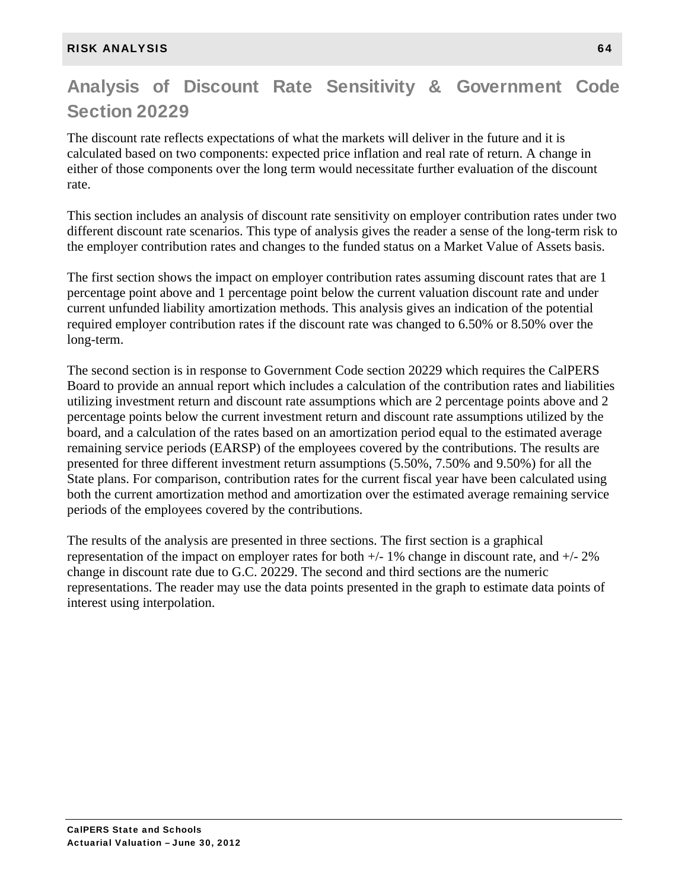## Analysis of Discount Rate Sensitivity & Government Code Section 20229

The discount rate reflects expectations of what the markets will deliver in the future and it is calculated based on two components: expected price inflation and real rate of return. A change in either of those components over the long term would necessitate further evaluation of the discount rate.

This section includes an analysis of discount rate sensitivity on employer contribution rates under two different discount rate scenarios. This type of analysis gives the reader a sense of the long-term risk to the employer contribution rates and changes to the funded status on a Market Value of Assets basis.

The first section shows the impact on employer contribution rates assuming discount rates that are 1 percentage point above and 1 percentage point below the current valuation discount rate and under current unfunded liability amortization methods. This analysis gives an indication of the potential required employer contribution rates if the discount rate was changed to 6.50% or 8.50% over the long-term.

The second section is in response to Government Code section 20229 which requires the CalPERS Board to provide an annual report which includes a calculation of the contribution rates and liabilities utilizing investment return and discount rate assumptions which are 2 percentage points above and 2 percentage points below the current investment return and discount rate assumptions utilized by the board, and a calculation of the rates based on an amortization period equal to the estimated average remaining service periods (EARSP) of the employees covered by the contributions. The results are presented for three different investment return assumptions (5.50%, 7.50% and 9.50%) for all the State plans. For comparison, contribution rates for the current fiscal year have been calculated using both the current amortization method and amortization over the estimated average remaining service periods of the employees covered by the contributions.

The results of the analysis are presented in three sections. The first section is a graphical representation of the impact on employer rates for both +/- 1% change in discount rate, and +/- 2% change in discount rate due to G.C. 20229. The second and third sections are the numeric representations. The reader may use the data points presented in the graph to estimate data points of interest using interpolation.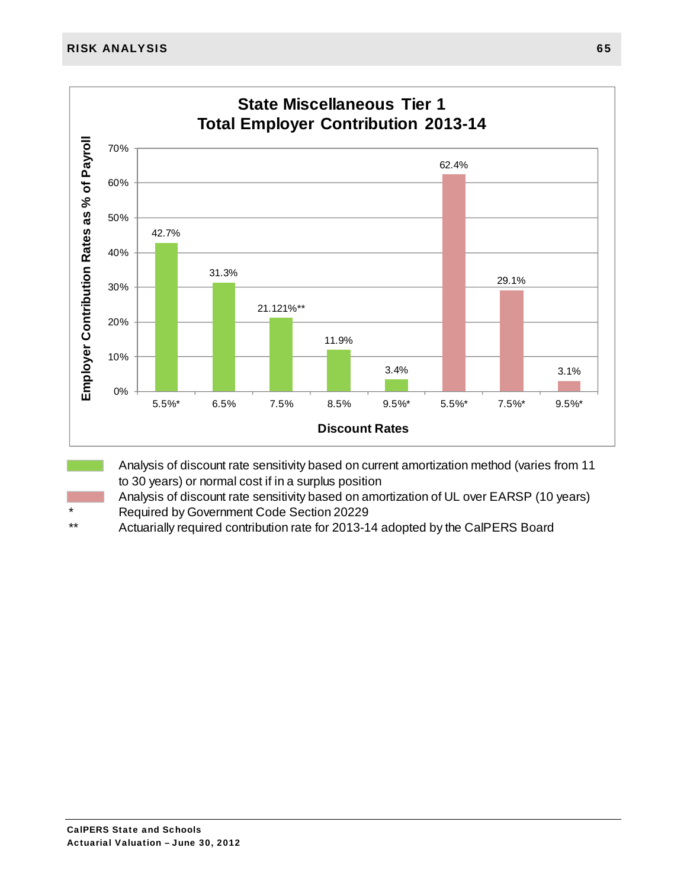**State Miscellaneous Tier 1**
**Total Employer Contribution 2013-14**

| Discount Rates | Employer Contribution Rates as % of Payroll |
|---|---|
| 5.5%* | 42.7% |
| 6.5% | 31.3% |
| 7.5% | 21.121%** |
| 8.5% | 11.9% |
| 9.5%* | 3.4% |
| 5.5%* | 62.4% |
| 7.5%* | 29.1% |
| 9.5%* | 3.1% |

Green bars (5.5%*, 6.5%, 7.5%, 8.5%, 9.5%*): Analysis of discount rate sensitivity based on current amortization method (varies from 11 to 30 years) or normal cost if in a surplus position

Red bars (5.5%*, 7.5%*, 9.5%*): Analysis of discount rate sensitivity based on amortization of UL over EARSP (10 years)

\* Required by Government Code Section 20229

\** Actuarially required contribution rate for 2013-14 adopted by the CalPERS Board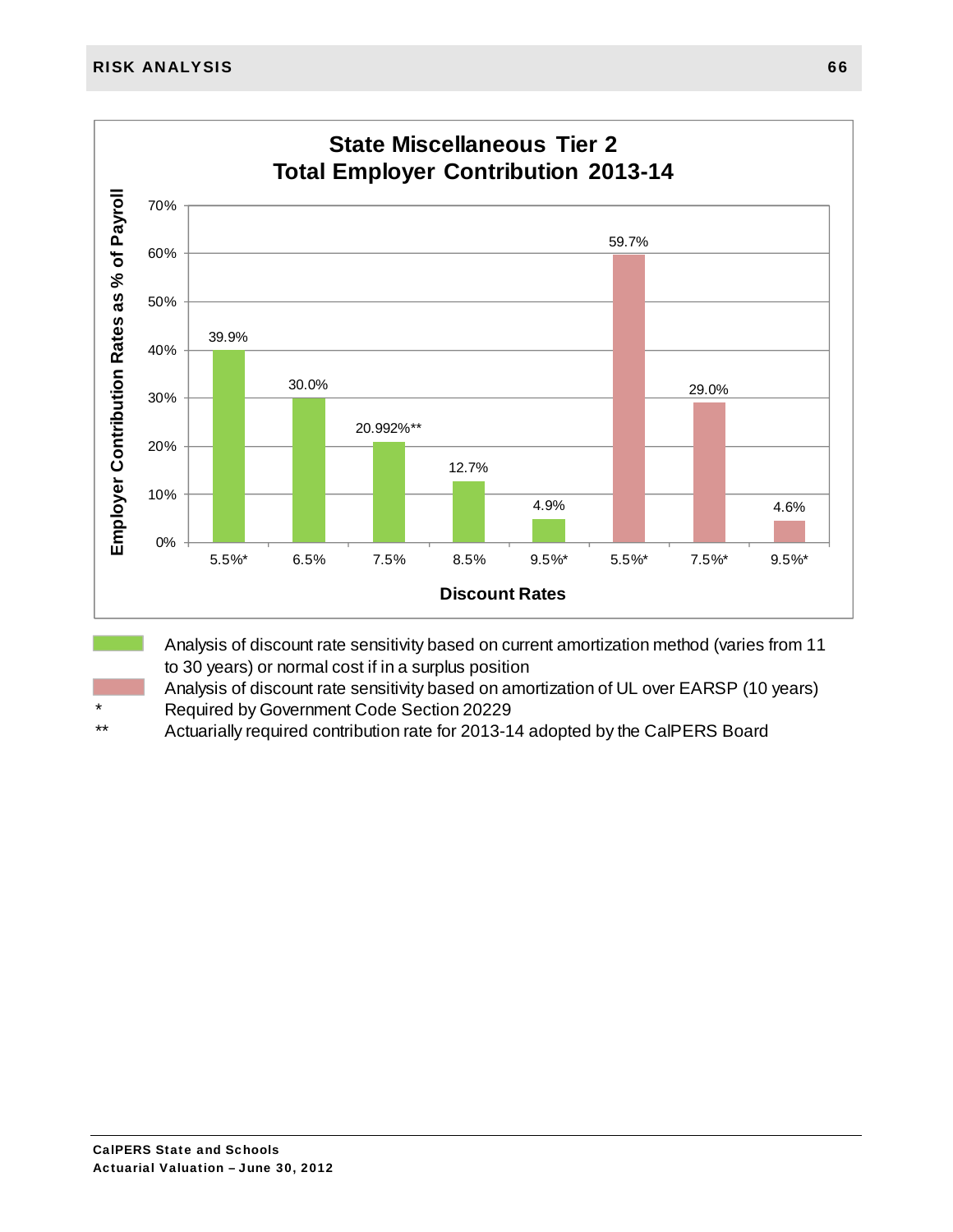## State Miscellaneous Tier 2
## Total Employer Contribution 2013-14

| Discount Rates | Employer Contribution Rates as % of Payroll |
|---|---|
| 5.5%* | 39.9% |
| 6.5% | 30.0% |
| 7.5% | 20.992%** |
| 8.5% | 12.7% |
| 9.5%* | 4.9% |
| 5.5%* | 59.7% |
| 7.5%* | 29.0% |
| 9.5%* | 4.6% |

(Green bars) Analysis of discount rate sensitivity based on current amortization method (varies from 11 to 30 years) or normal cost if in a surplus position

(Pink bars) Analysis of discount rate sensitivity based on amortization of UL over EARSP (10 years)

\* Required by Government Code Section 20229

\*\* Actuarially required contribution rate for 2013-14 adopted by the CalPERS Board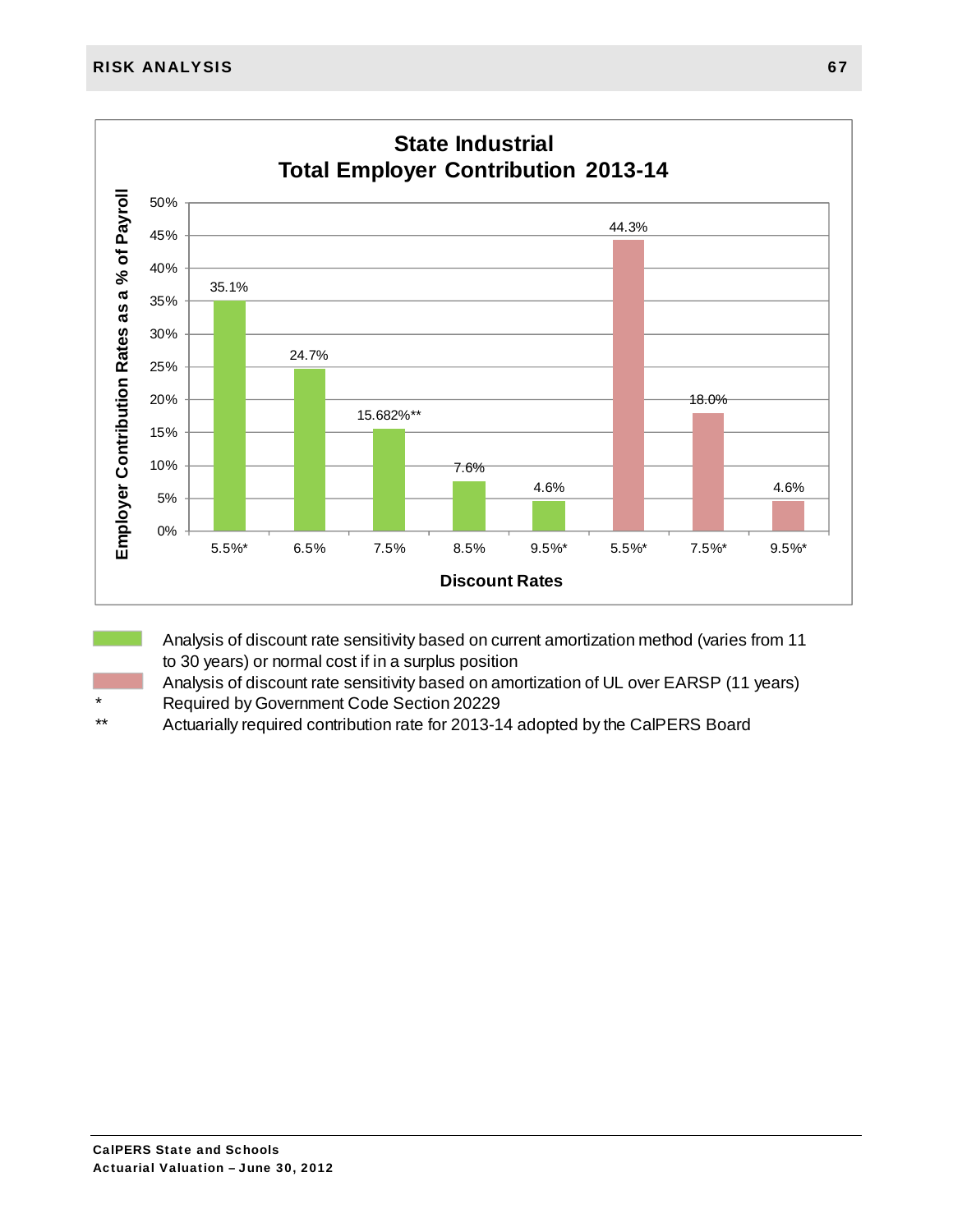## State Industrial
## Total Employer Contribution 2013-14

| Discount Rates | Employer Contribution Rates as a % of Payroll |
|---|---|
| 5.5%* | 35.1% |
| 6.5% | 24.7% |
| 7.5% | 15.682%** |
| 8.5% | 7.6% |
| 9.5%* | 4.6% |
| 5.5%* | 44.3% |
| 7.5%* | 18.0% |
| 9.5%* | 4.6% |

(Green bars: 5.5%*, 6.5%, 7.5%, 8.5%, 9.5%*; Pink bars: 5.5%*, 7.5%*, 9.5%*)

Green: Analysis of discount rate sensitivity based on current amortization method (varies from 11 to 30 years) or normal cost if in a surplus position

Pink: Analysis of discount rate sensitivity based on amortization of UL over EARSP (11 years)

\* Required by Government Code Section 20229

\*\* Actuarially required contribution rate for 2013-14 adopted by the CalPERS Board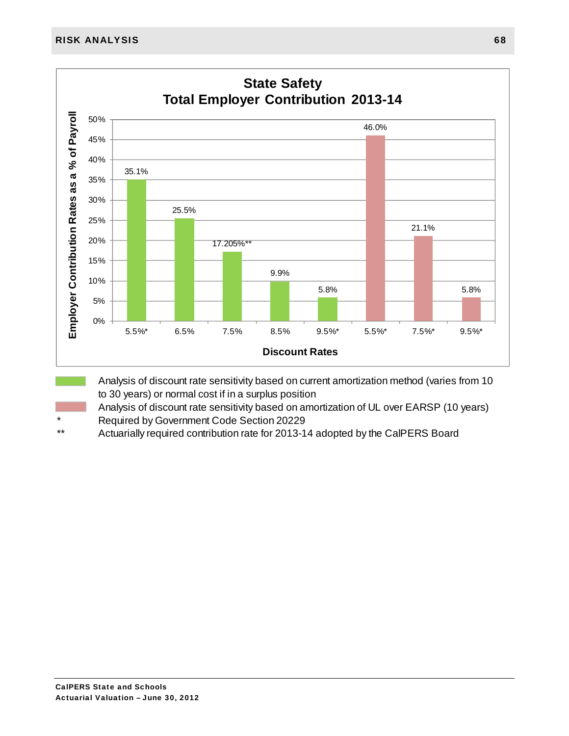## State Safety
## Total Employer Contribution 2013-14

| Discount Rates | Employer Contribution Rates as a % of Payroll |
|---|---|
| 5.5%* | 35.1% |
| 6.5% | 25.5% |
| 7.5% | 17.205%** |
| 8.5% | 9.9% |
| 9.5%* | 5.8% |
| 5.5%* | 46.0% |
| 7.5%* | 21.1% |
| 9.5%* | 5.8% |

Green: Analysis of discount rate sensitivity based on current amortization method (varies from 10 to 30 years) or normal cost if in a surplus position

Red: Analysis of discount rate sensitivity based on amortization of UL over EARSP (10 years)

\* Required by Government Code Section 20229

\*\* Actuarially required contribution rate for 2013-14 adopted by the CalPERS Board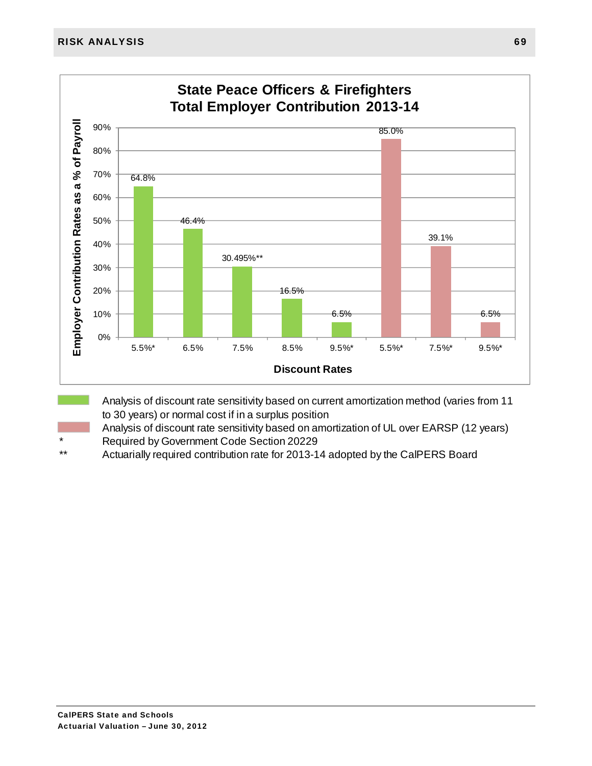## State Peace Officers & Firefighters Total Employer Contribution 2013-14

| Discount Rates | Employer Contribution Rates as a % of Payroll |
| --- | --- |
| 5.5%* | 64.8% |
| 6.5% | 46.4% |
| 7.5% | 30.495%** |
| 8.5% | 16.5% |
| 9.5%* | 6.5% |
| 5.5%* | 85.0% |
| 7.5%* | 39.1% |
| 9.5%* | 6.5% |

Green bars: Analysis of discount rate sensitivity based on current amortization method (varies from 11 to 30 years) or normal cost if in a surplus position

Pink bars: Analysis of discount rate sensitivity based on amortization of UL over EARSP (12 years)

\* Required by Government Code Section 20229

\*\* Actuarially required contribution rate for 2013-14 adopted by the CalPERS Board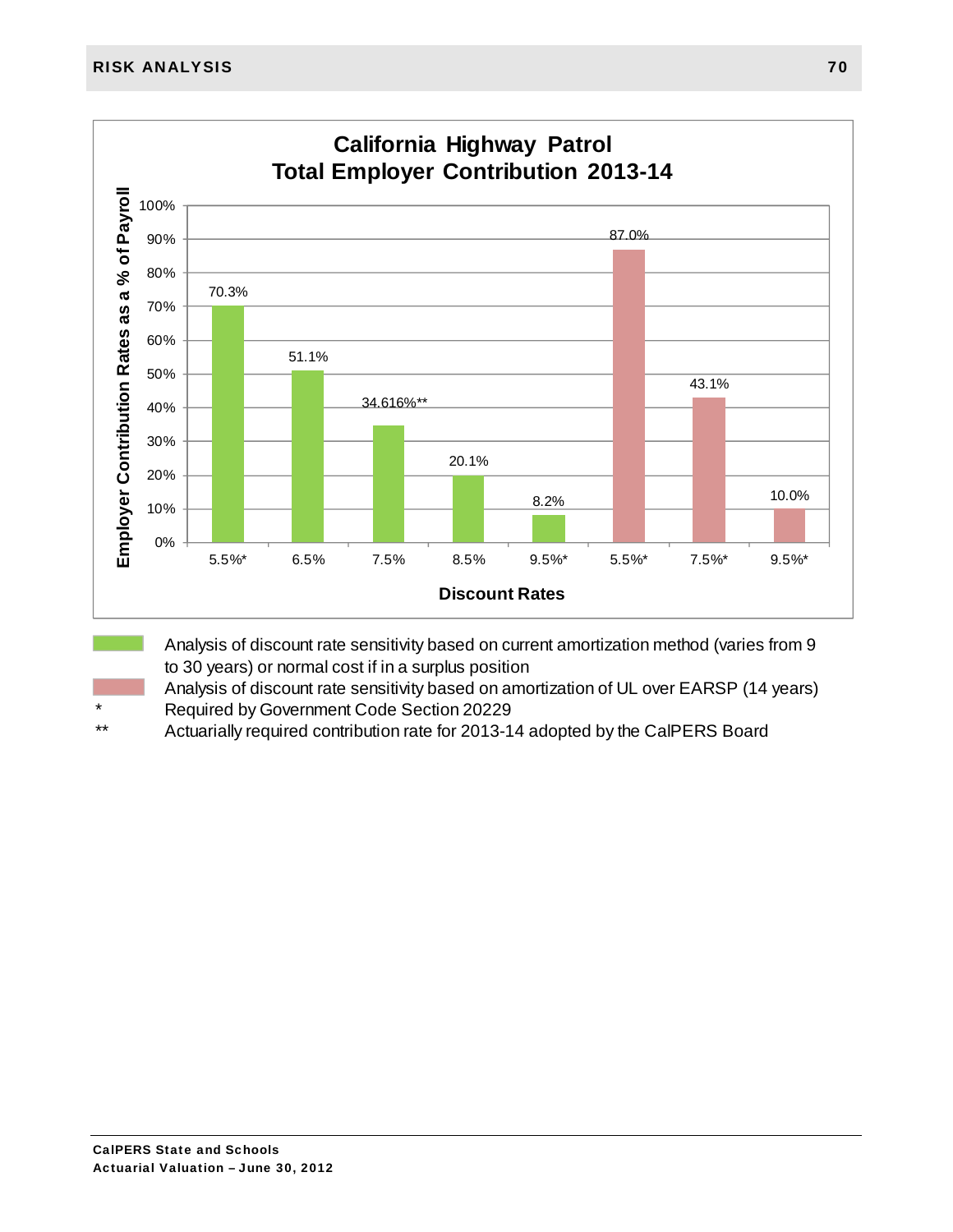## California Highway Patrol
## Total Employer Contribution 2013-14

| Discount Rates | Employer Contribution Rates as a % of Payroll |
|---|---|
| 5.5%* | 70.3% |
| 6.5% | 51.1% |
| 7.5% | 34.616%** |
| 8.5% | 20.1% |
| 9.5%* | 8.2% |
| 5.5%* | 87.0% |
| 7.5%* | 43.1% |
| 9.5%* | 10.0% |

Green bars: Analysis of discount rate sensitivity based on current amortization method (varies from 9 to 30 years) or normal cost if in a surplus position

Red bars: Analysis of discount rate sensitivity based on amortization of UL over EARSP (14 years)

\* Required by Government Code Section 20229

\** Actuarially required contribution rate for 2013-14 adopted by the CalPERS Board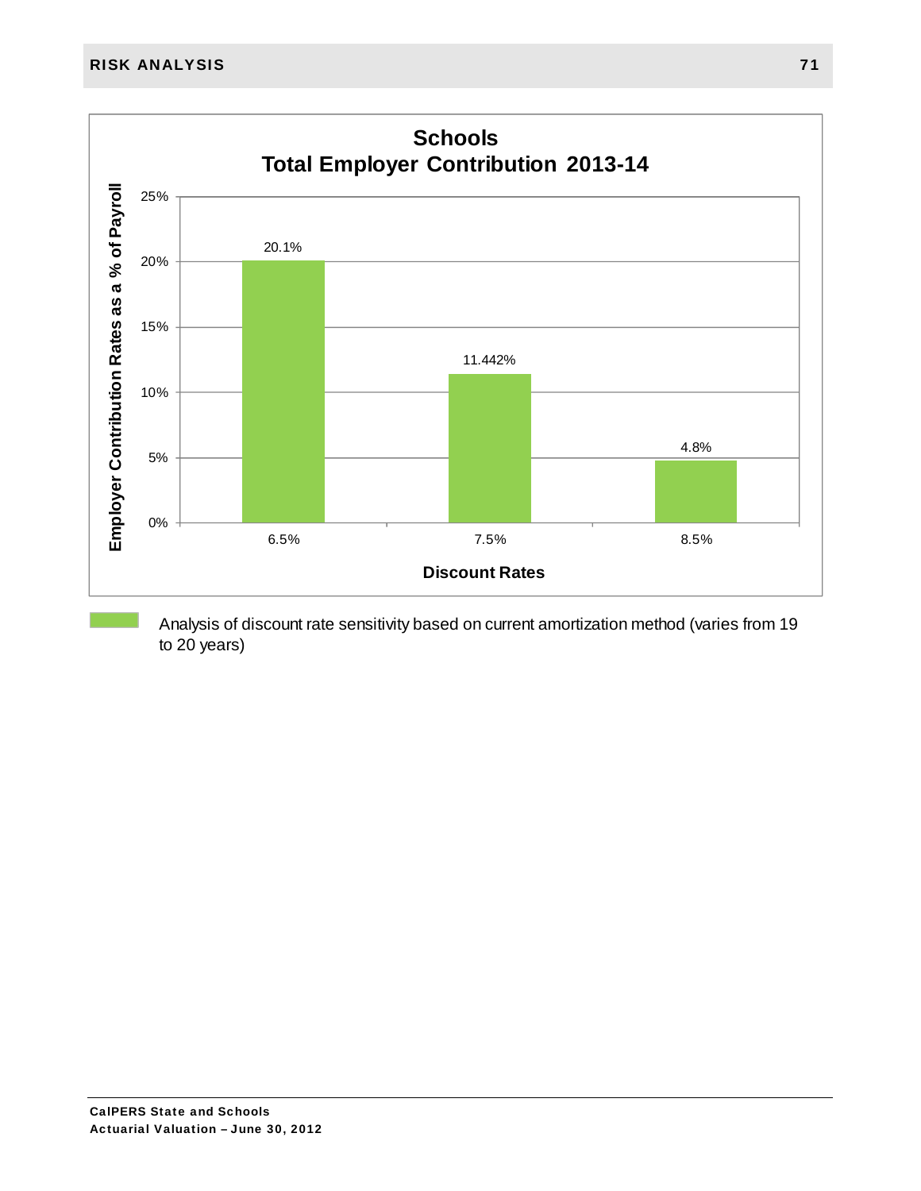## Schools
## Total Employer Contribution 2013-14

| Discount Rates | Employer Contribution Rates as a % of Payroll |
|---|---|
| 6.5% | 20.1% |
| 7.5% | 11.442% |
| 8.5% | 4.8% |

Analysis of discount rate sensitivity based on current amortization method (varies from 19 to 20 years)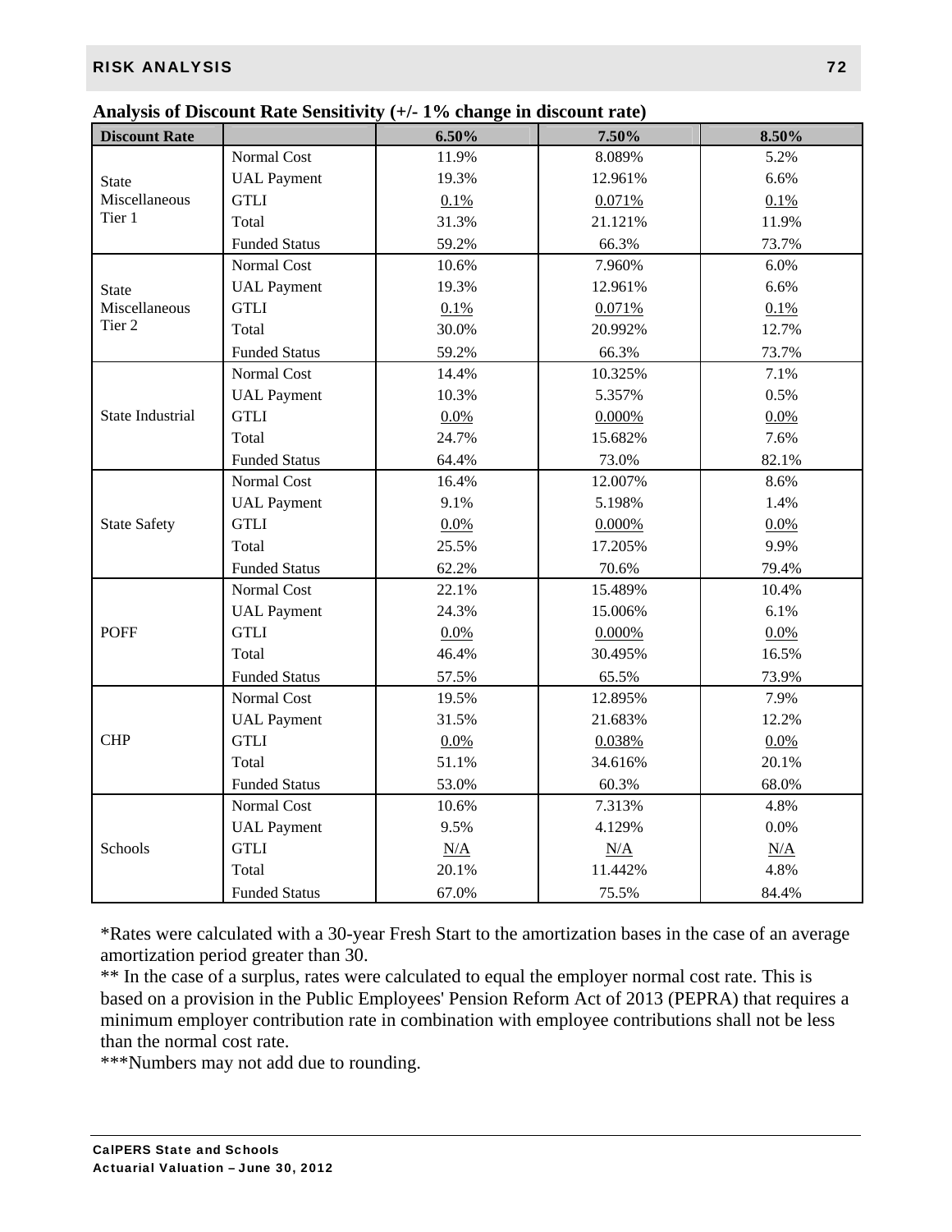**Analysis of Discount Rate Sensitivity (+/- 1% change in discount rate)**

| Discount Rate | | 6.50% | 7.50% | 8.50% |
|---|---|---|---|---|
| State Miscellaneous Tier 1 | Normal Cost | 11.9% | 8.089% | 5.2% |
| | UAL Payment | 19.3% | 12.961% | 6.6% |
| | GTLI | 0.1% | 0.071% | 0.1% |
| | Total | 31.3% | 21.121% | 11.9% |
| | Funded Status | 59.2% | 66.3% | 73.7% |
| State Miscellaneous Tier 2 | Normal Cost | 10.6% | 7.960% | 6.0% |
| | UAL Payment | 19.3% | 12.961% | 6.6% |
| | GTLI | 0.1% | 0.071% | 0.1% |
| | Total | 30.0% | 20.992% | 12.7% |
| | Funded Status | 59.2% | 66.3% | 73.7% |
| State Industrial | Normal Cost | 14.4% | 10.325% | 7.1% |
| | UAL Payment | 10.3% | 5.357% | 0.5% |
| | GTLI | 0.0% | 0.000% | 0.0% |
| | Total | 24.7% | 15.682% | 7.6% |
| | Funded Status | 64.4% | 73.0% | 82.1% |
| State Safety | Normal Cost | 16.4% | 12.007% | 8.6% |
| | UAL Payment | 9.1% | 5.198% | 1.4% |
| | GTLI | 0.0% | 0.000% | 0.0% |
| | Total | 25.5% | 17.205% | 9.9% |
| | Funded Status | 62.2% | 70.6% | 79.4% |
| POFF | Normal Cost | 22.1% | 15.489% | 10.4% |
| | UAL Payment | 24.3% | 15.006% | 6.1% |
| | GTLI | 0.0% | 0.000% | 0.0% |
| | Total | 46.4% | 30.495% | 16.5% |
| | Funded Status | 57.5% | 65.5% | 73.9% |
| CHP | Normal Cost | 19.5% | 12.895% | 7.9% |
| | UAL Payment | 31.5% | 21.683% | 12.2% |
| | GTLI | 0.0% | 0.038% | 0.0% |
| | Total | 51.1% | 34.616% | 20.1% |
| | Funded Status | 53.0% | 60.3% | 68.0% |
| Schools | Normal Cost | 10.6% | 7.313% | 4.8% |
| | UAL Payment | 9.5% | 4.129% | 0.0% |
| | GTLI | N/A | N/A | N/A |
| | Total | 20.1% | 11.442% | 4.8% |
| | Funded Status | 67.0% | 75.5% | 84.4% |

*Rates were calculated with a 30-year Fresh Start to the amortization bases in the case of an average amortization period greater than 30.

** In the case of a surplus, rates were calculated to equal the employer normal cost rate. This is based on a provision in the Public Employees' Pension Reform Act of 2013 (PEPRA) that requires a minimum employer contribution rate in combination with employee contributions shall not be less than the normal cost rate.

***Numbers may not add due to rounding.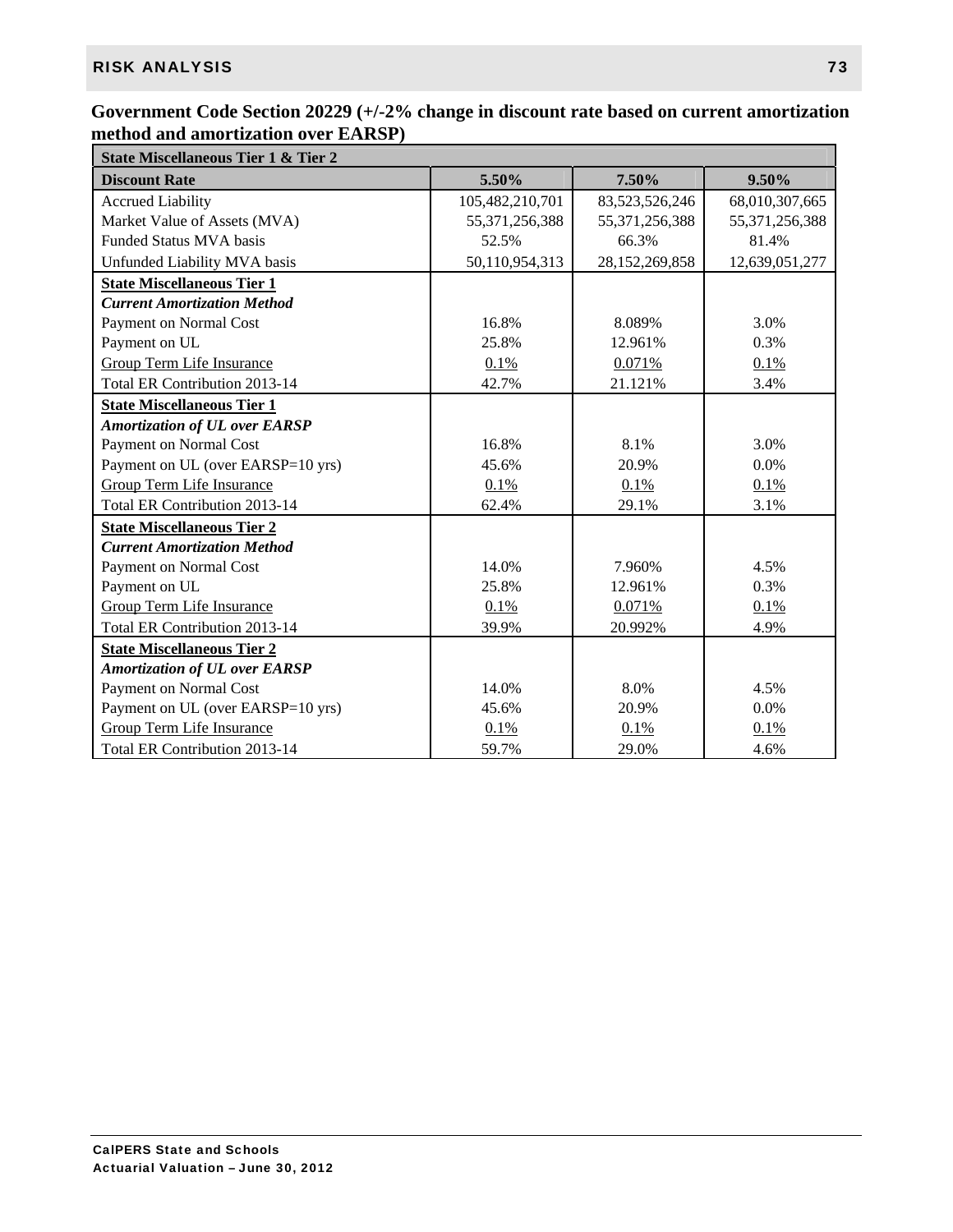**Government Code Section 20229 (+/-2% change in discount rate based on current amortization method and amortization over EARSP)**

| State Miscellaneous Tier 1 & Tier 2 | | | |
|---|---|---|---|
| **Discount Rate** | **5.50%** | **7.50%** | **9.50%** |
| Accrued Liability | 105,482,210,701 | 83,523,526,246 | 68,010,307,665 |
| Market Value of Assets (MVA) | 55,371,256,388 | 55,371,256,388 | 55,371,256,388 |
| Funded Status MVA basis | 52.5% | 66.3% | 81.4% |
| Unfunded Liability MVA basis | 50,110,954,313 | 28,152,269,858 | 12,639,051,277 |
| **State Miscellaneous Tier 1** | | | |
| ***Current Amortization Method*** | | | |
| Payment on Normal Cost | 16.8% | 8.089% | 3.0% |
| Payment on UL | 25.8% | 12.961% | 0.3% |
| Group Term Life Insurance | 0.1% | 0.071% | 0.1% |
| Total ER Contribution 2013-14 | 42.7% | 21.121% | 3.4% |
| **State Miscellaneous Tier 1** | | | |
| ***Amortization of UL over EARSP*** | | | |
| Payment on Normal Cost | 16.8% | 8.1% | 3.0% |
| Payment on UL (over EARSP=10 yrs) | 45.6% | 20.9% | 0.0% |
| Group Term Life Insurance | 0.1% | 0.1% | 0.1% |
| Total ER Contribution 2013-14 | 62.4% | 29.1% | 3.1% |
| **State Miscellaneous Tier 2** | | | |
| ***Current Amortization Method*** | | | |
| Payment on Normal Cost | 14.0% | 7.960% | 4.5% |
| Payment on UL | 25.8% | 12.961% | 0.3% |
| Group Term Life Insurance | 0.1% | 0.071% | 0.1% |
| Total ER Contribution 2013-14 | 39.9% | 20.992% | 4.9% |
| **State Miscellaneous Tier 2** | | | |
| ***Amortization of UL over EARSP*** | | | |
| Payment on Normal Cost | 14.0% | 8.0% | 4.5% |
| Payment on UL (over EARSP=10 yrs) | 45.6% | 20.9% | 0.0% |
| Group Term Life Insurance | 0.1% | 0.1% | 0.1% |
| Total ER Contribution 2013-14 | 59.7% | 29.0% | 4.6% |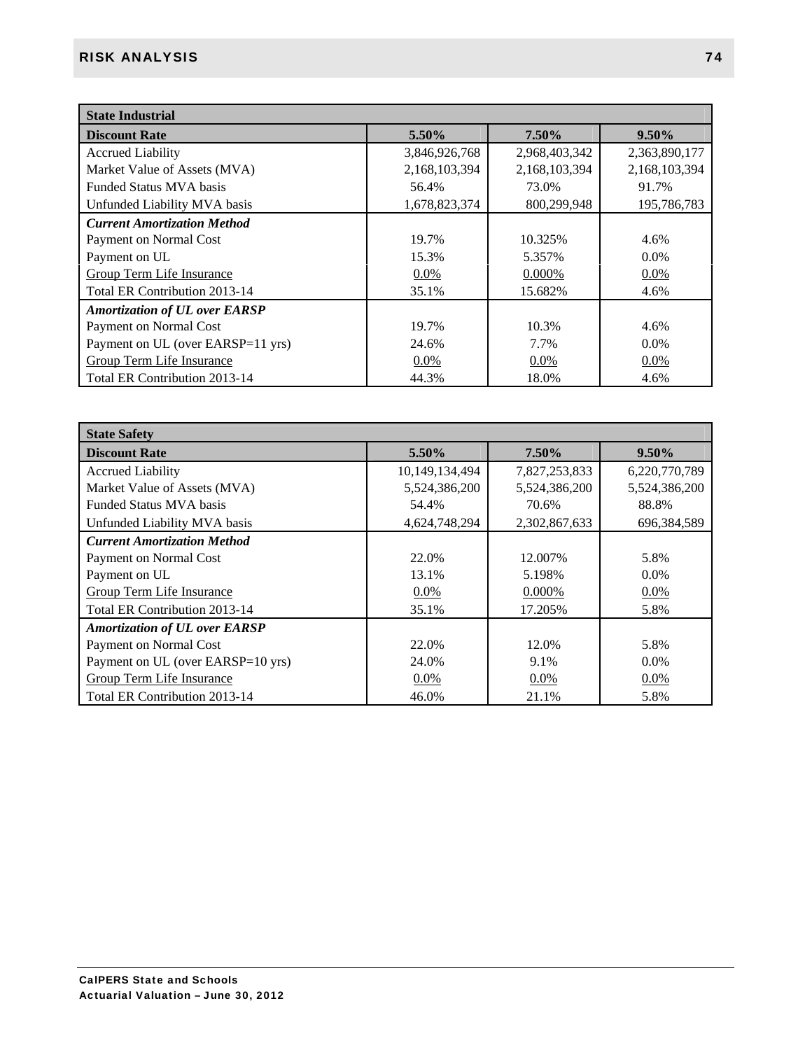| State Industrial | | | |
|---|---|---|---|
| **Discount Rate** | **5.50%** | **7.50%** | **9.50%** |
| Accrued Liability | 3,846,926,768 | 2,968,403,342 | 2,363,890,177 |
| Market Value of Assets (MVA) | 2,168,103,394 | 2,168,103,394 | 2,168,103,394 |
| Funded Status MVA basis | 56.4% | 73.0% | 91.7% |
| Unfunded Liability MVA basis | 1,678,823,374 | 800,299,948 | 195,786,783 |
| ***Current Amortization Method*** | | | |
| Payment on Normal Cost | 19.7% | 10.325% | 4.6% |
| Payment on UL | 15.3% | 5.357% | 0.0% |
| Group Term Life Insurance | 0.0% | 0.000% | 0.0% |
| Total ER Contribution 2013-14 | 35.1% | 15.682% | 4.6% |
| ***Amortization of UL over EARSP*** | | | |
| Payment on Normal Cost | 19.7% | 10.3% | 4.6% |
| Payment on UL (over EARSP=11 yrs) | 24.6% | 7.7% | 0.0% |
| Group Term Life Insurance | 0.0% | 0.0% | 0.0% |
| Total ER Contribution 2013-14 | 44.3% | 18.0% | 4.6% |

| State Safety | | | |
|---|---|---|---|
| **Discount Rate** | **5.50%** | **7.50%** | **9.50%** |
| Accrued Liability | 10,149,134,494 | 7,827,253,833 | 6,220,770,789 |
| Market Value of Assets (MVA) | 5,524,386,200 | 5,524,386,200 | 5,524,386,200 |
| Funded Status MVA basis | 54.4% | 70.6% | 88.8% |
| Unfunded Liability MVA basis | 4,624,748,294 | 2,302,867,633 | 696,384,589 |
| ***Current Amortization Method*** | | | |
| Payment on Normal Cost | 22.0% | 12.007% | 5.8% |
| Payment on UL | 13.1% | 5.198% | 0.0% |
| Group Term Life Insurance | 0.0% | 0.000% | 0.0% |
| Total ER Contribution 2013-14 | 35.1% | 17.205% | 5.8% |
| ***Amortization of UL over EARSP*** | | | |
| Payment on Normal Cost | 22.0% | 12.0% | 5.8% |
| Payment on UL (over EARSP=10 yrs) | 24.0% | 9.1% | 0.0% |
| Group Term Life Insurance | 0.0% | 0.0% | 0.0% |
| Total ER Contribution 2013-14 | 46.0% | 21.1% | 5.8% |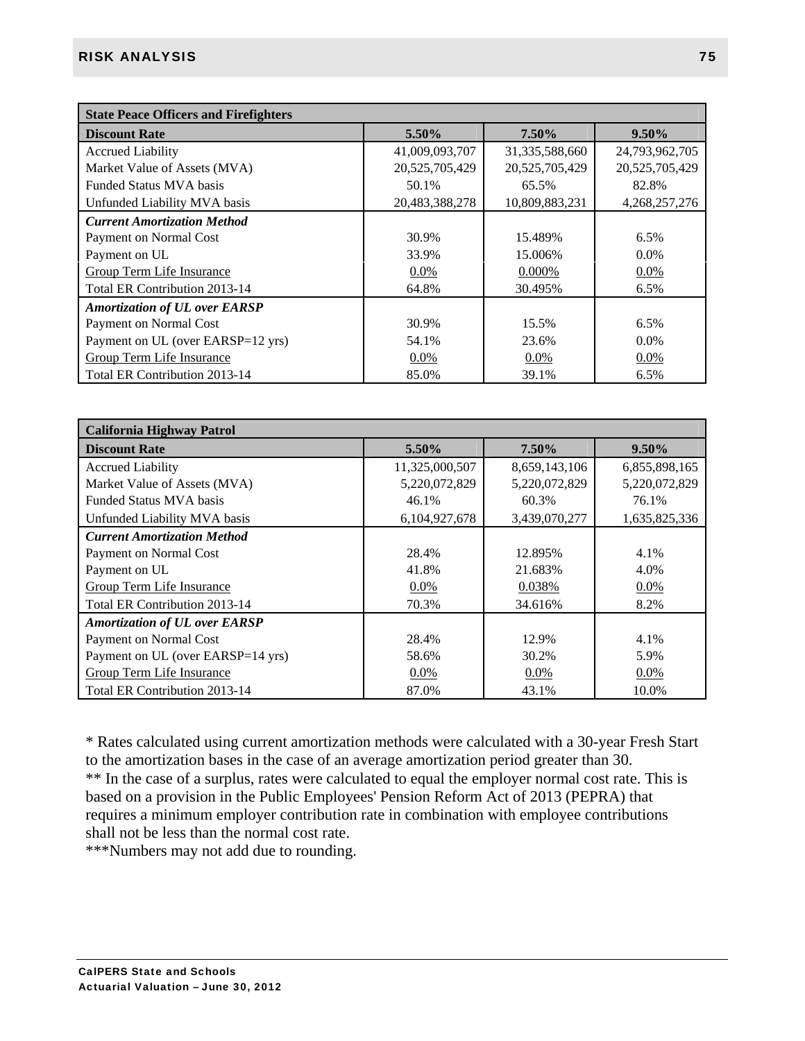| State Peace Officers and Firefighters | | | |
|---|---|---|---|
| **Discount Rate** | **5.50%** | **7.50%** | **9.50%** |
| Accrued Liability | 41,009,093,707 | 31,335,588,660 | 24,793,962,705 |
| Market Value of Assets (MVA) | 20,525,705,429 | 20,525,705,429 | 20,525,705,429 |
| Funded Status MVA basis | 50.1% | 65.5% | 82.8% |
| Unfunded Liability MVA basis | 20,483,388,278 | 10,809,883,231 | 4,268,257,276 |
| ***Current Amortization Method*** | | | |
| Payment on Normal Cost | 30.9% | 15.489% | 6.5% |
| Payment on UL | 33.9% | 15.006% | 0.0% |
| Group Term Life Insurance | 0.0% | 0.000% | 0.0% |
| Total ER Contribution 2013-14 | 64.8% | 30.495% | 6.5% |
| ***Amortization of UL over EARSP*** | | | |
| Payment on Normal Cost | 30.9% | 15.5% | 6.5% |
| Payment on UL (over EARSP=12 yrs) | 54.1% | 23.6% | 0.0% |
| Group Term Life Insurance | 0.0% | 0.0% | 0.0% |
| Total ER Contribution 2013-14 | 85.0% | 39.1% | 6.5% |

| California Highway Patrol | | | |
|---|---|---|---|
| **Discount Rate** | **5.50%** | **7.50%** | **9.50%** |
| Accrued Liability | 11,325,000,507 | 8,659,143,106 | 6,855,898,165 |
| Market Value of Assets (MVA) | 5,220,072,829 | 5,220,072,829 | 5,220,072,829 |
| Funded Status MVA basis | 46.1% | 60.3% | 76.1% |
| Unfunded Liability MVA basis | 6,104,927,678 | 3,439,070,277 | 1,635,825,336 |
| ***Current Amortization Method*** | | | |
| Payment on Normal Cost | 28.4% | 12.895% | 4.1% |
| Payment on UL | 41.8% | 21.683% | 4.0% |
| Group Term Life Insurance | 0.0% | 0.038% | 0.0% |
| Total ER Contribution 2013-14 | 70.3% | 34.616% | 8.2% |
| ***Amortization of UL over EARSP*** | | | |
| Payment on Normal Cost | 28.4% | 12.9% | 4.1% |
| Payment on UL (over EARSP=14 yrs) | 58.6% | 30.2% | 5.9% |
| Group Term Life Insurance | 0.0% | 0.0% | 0.0% |
| Total ER Contribution 2013-14 | 87.0% | 43.1% | 10.0% |

* Rates calculated using current amortization methods were calculated with a 30-year Fresh Start to the amortization bases in the case of an average amortization period greater than 30.

** In the case of a surplus, rates were calculated to equal the employer normal cost rate. This is based on a provision in the Public Employees' Pension Reform Act of 2013 (PEPRA) that requires a minimum employer contribution rate in combination with employee contributions shall not be less than the normal cost rate.

***Numbers may not add due to rounding.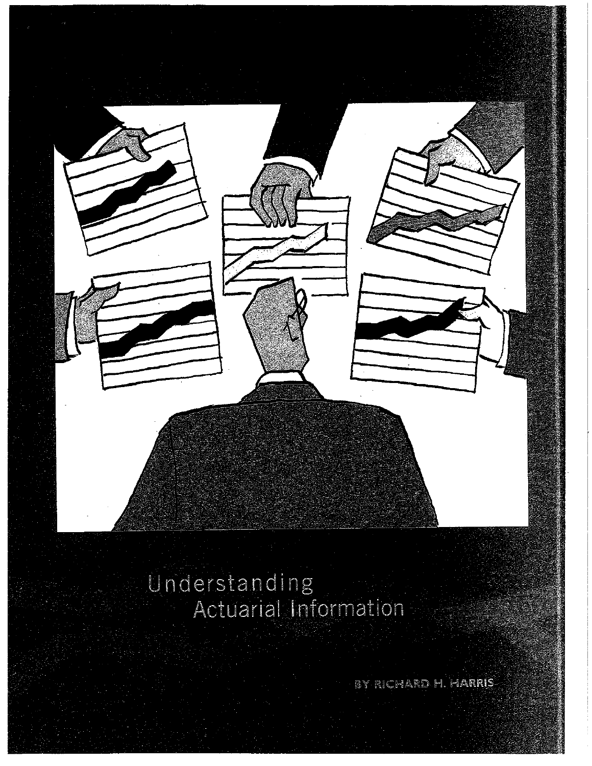# Understanding Actuarial Information

BY RICHARD H. HARRIS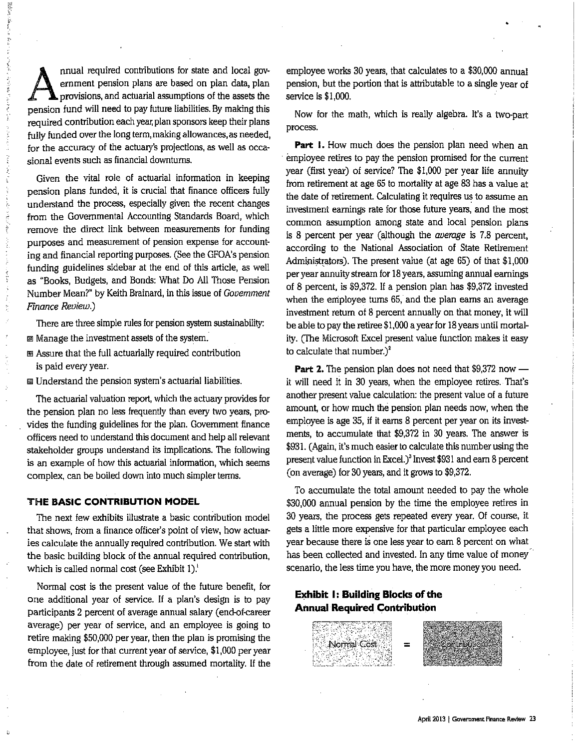Annual required contributions for state and local government pension plans are based on plan data, plan provisions, and actuarial assumptions of the assets the pension fund will need to pay future liabilities. By making this required contribution each year, plan sponsors keep their plans fully funded over the long term, making allowances, as needed, for the accuracy of the actuary's projections, as well as occasional events such as financial downturns.

Given the vital role of actuarial information in keeping pension plans funded, it is crucial that finance officers fully understand the process, especially given the recent changes from the Governmental Accounting Standards Board, which remove the direct link between measurements for funding purposes and measurement of pension expense for accounting and financial reporting purposes. (See the GFOA's pension funding guidelines sidebar at the end of this article, as well as "Books, Budgets, and Bonds: What Do All Those Pension Number Mean?" by Keith Brainard, in this issue of *Government Finance Review*.)

There are three simple rules for pension system sustainability:

- Manage the investment assets of the system.
- Assure that the full actuarially required contribution is paid every year.
- Understand the pension system's actuarial liabilities.

The actuarial valuation report, which the actuary provides for the pension plan no less frequently than every two years, provides the funding guidelines for the plan. Government finance officers need to understand this document and help all relevant stakeholder groups understand its implications. The following is an example of how this actuarial information, which seems complex, can be boiled down into much simpler terms.

### THE BASIC CONTRIBUTION MODEL

The next few exhibits illustrate a basic contribution model that shows, from a finance officer's point of view, how actuaries calculate the annually required contribution. We start with the basic building block of the annual required contribution, which is called normal cost (see Exhibit 1).[1]

Normal cost is the present value of the future benefit, for one additional year of service. If a plan's design is to pay participants 2 percent of average annual salary (end-of-career average) per year of service, and an employee is going to retire making $50,000 per year, then the plan is promising the employee, just for that current year of service, $1,000 per year from the date of retirement through assumed mortality. If the employee works 30 years, that calculates to a $30,000 annual pension, but the portion that is attributable to a single year of service is $1,000.

Now for the math, which is really algebra. It's a two-part process.

**Part 1.** How much does the pension plan need when an employee retires to pay the pension promised for the current year (first year) of service? The $1,000 per year life annuity from retirement at age 65 to mortality at age 83 has a value at the date of retirement. Calculating it requires us to assume an investment earnings rate for those future years, and the most common assumption among state and local pension plans is 8 percent per year (although the *average* is 7.8 percent, according to the National Association of State Retirement Administrators). The present value (at age 65) of that $1,000 per year annuity stream for 18 years, assuming annual earnings of 8 percent, is $9,372. If a pension plan has $9,372 invested when the employee turns 65, and the plan earns an average investment return of 8 percent annually on that money, it will be able to pay the retiree $1,000 a year for 18 years until mortality. (The Microsoft Excel present value function makes it easy to calculate that number.)[2]

**Part 2.** The pension plan does not need that $9,372 now — it will need it in 30 years, when the employee retires. That's another present value calculation: the present value of a future amount, or how much the pension plan needs now, when the employee is age 35, if it earns 8 percent per year on its investments, to accumulate that $9,372 in 30 years. The answer is $931. (Again, it's much easier to calculate this number using the present value function in Excel.)[3] Invest $931 and earn 8 percent (on average) for 30 years, and it grows to $9,372.

To accumulate the total amount needed to pay the whole $30,000 annual pension by the time the employee retires in 30 years, the process gets repeated every year. Of course, it gets a little more expensive for that particular employee each year because there is one less year to earn 8 percent on what has been collected and invested. In any time value of money scenario, the less time you have, the more money you need.

**Exhibit 1: Building Blocks of the Annual Required Contribution**

Normal Cost = Contribution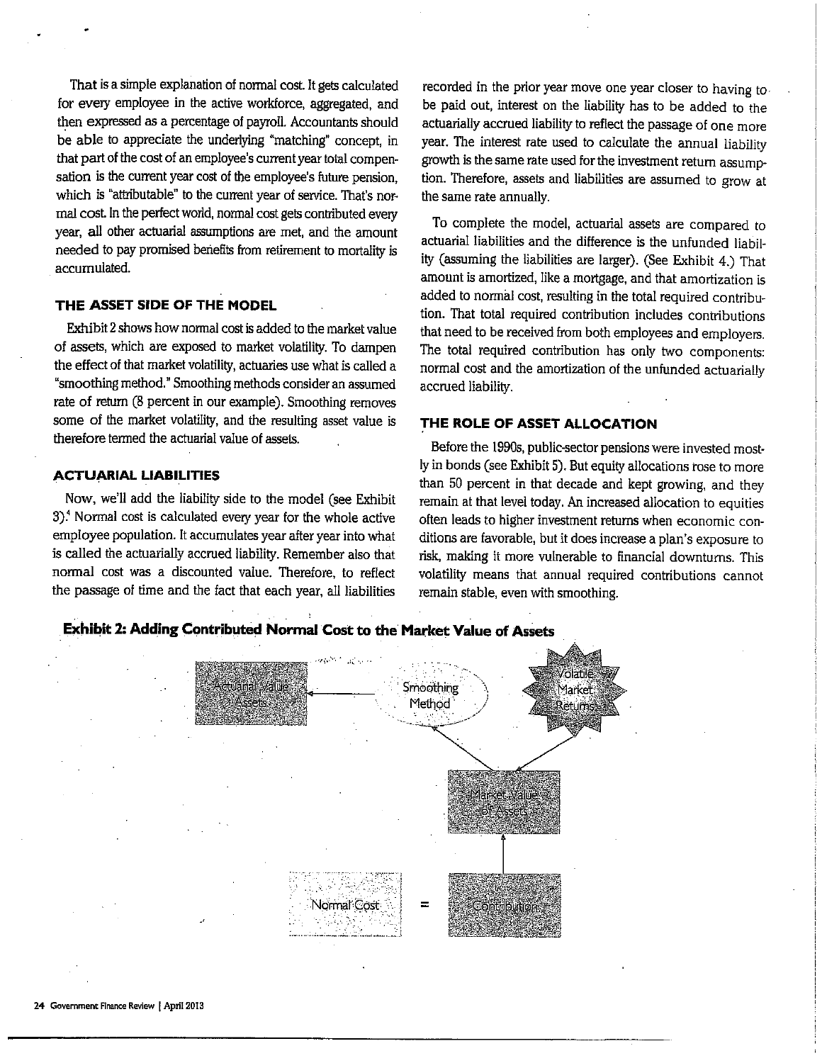That is a simple explanation of normal cost. It gets calculated for every employee in the active workforce, aggregated, and then expressed as a percentage of payroll. Accountants should be able to appreciate the underlying "matching" concept, in that part of the cost of an employee's current year total compensation is the current year cost of the employee's future pension, which is "attributable" to the current year of service. That's normal cost. In the perfect world, normal cost gets contributed every year, all other actuarial assumptions are met, and the amount needed to pay promised benefits from retirement to mortality is accumulated.

### THE ASSET SIDE OF THE MODEL

Exhibit 2 shows how normal cost is added to the market value of assets, which are exposed to market volatility. To dampen the effect of that market volatility, actuaries use what is called a "smoothing method." Smoothing methods consider an assumed rate of return (8 percent in our example). Smoothing removes some of the market volatility, and the resulting asset value is therefore termed the actuarial value of assets.

### ACTUARIAL LIABILITIES

Now, we'll add the liability side to the model (see Exhibit 3).[4] Normal cost is calculated every year for the whole active employee population. It accumulates year after year into what is called the actuarially accrued liability. Remember also that normal cost was a discounted value. Therefore, to reflect the passage of time and the fact that each year, all liabilities recorded in the prior year move one year closer to having to be paid out, interest on the liability has to be added to the actuarially accrued liability to reflect the passage of one more year. The interest rate used to calculate the annual liability growth is the same rate used for the investment return assumption. Therefore, assets and liabilities are assumed to grow at the same rate annually.

To complete the model, actuarial assets are compared to actuarial liabilities and the difference is the unfunded liability (assuming the liabilities are larger). (See Exhibit 4.) That amount is amortized, like a mortgage, and that amortization is added to normal cost, resulting in the total required contribution. That total required contribution includes contributions that need to be received from both employees and employers. The total required contribution has only two components: normal cost and the amortization of the unfunded actuarially accrued liability.

### THE ROLE OF ASSET ALLOCATION

Before the 1990s, public-sector pensions were invested mostly in bonds (see Exhibit 5). But equity allocations rose to more than 50 percent in that decade and kept growing, and they remain at that level today. An increased allocation to equities often leads to higher investment returns when economic conditions are favorable, but it does increase a plan's exposure to risk, making it more vulnerable to financial downturns. This volatility means that annual required contributions cannot remain stable, even with smoothing.

**Exhibit 2: Adding Contributed Normal Cost to the Market Value of Assets**

Actuarial Value Assets ← Smoothing Method ← Market Value of Assets ← Volatile Market Returns

Normal Cost = Contribution → Market Value of Assets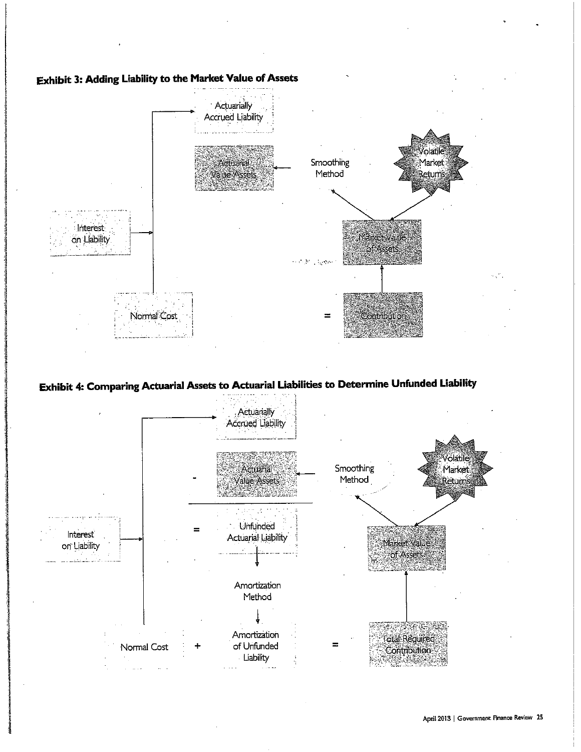### Exhibit 3: Adding Liability to the Market Value of Assets

Actuarially Accrued Liability

Actuarial Value Assets

Smoothing Method

Volatile Market Returns

Interest on Liability

Market Value of Assets

Normal Cost = Contribution

### Exhibit 4: Comparing Actuarial Assets to Actuarial Liabilities to Determine Unfunded Liability

Actuarially Accrued Liability

\- Actuarial Value Assets

Smoothing Method

Volatile Market Returns

Interest on Liability

= Unfunded Actuarial Liability

Market Value of Assets

Amortization Method

Normal Cost + Amortization of Unfunded Liability = Total Required Contribution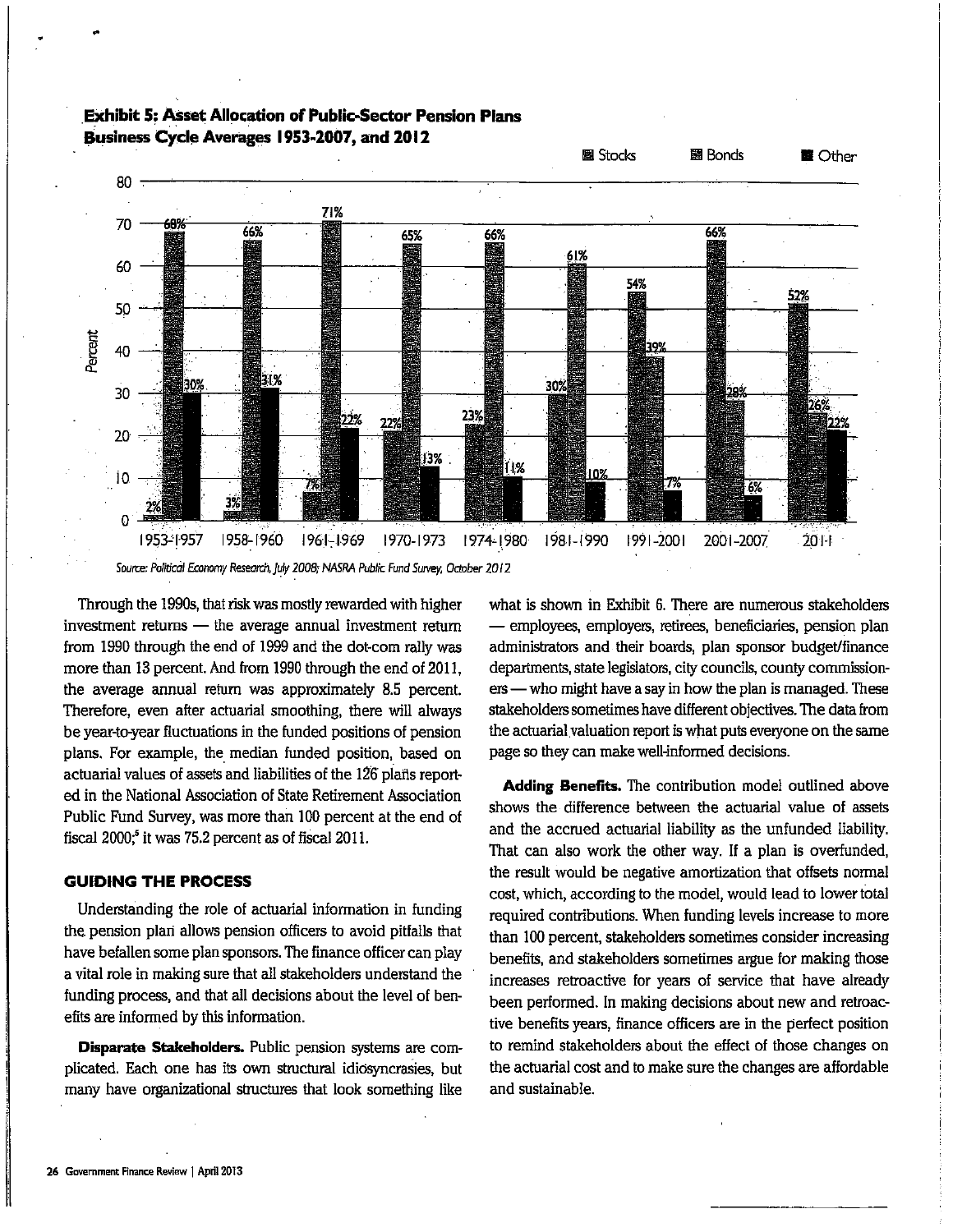**Exhibit 5: Asset Allocation of Public-Sector Pension Plans Business Cycle Averages 1953-2007, and 2012**

| Period | Stocks | Bonds | Other |
|---|---|---|---|
| 1953-1957 | 2% | 68% | 30% |
| 1958-1960 | 3% | 66% | 31% |
| 1961-1969 | 7% | 71% | 22% |
| 1970-1973 | 22% | 65% | 13% |
| 1974-1980 | 23% | 66% | 11% |
| 1981-1990 | 30% | 61% | 10% |
| 1991-2001 | 54% | 39% | 7% |
| 2001-2007 | 66% | 28% | 6% |
| 2011 | 52% | 26% | 22% |

*Source: Political Economy Research, July 2008; NASRA Public Fund Survey, October 2012*

Through the 1990s, that risk was mostly rewarded with higher investment returns — the average annual investment return from 1990 through the end of 1999 and the dot-com rally was more than 13 percent. And from 1990 through the end of 2011, the average annual return was approximately 8.5 percent. Therefore, even after actuarial smoothing, there will always be year-to-year fluctuations in the funded positions of pension plans. For example, the median funded position, based on actuarial values of assets and liabilities of the 126 plans reported in the National Association of State Retirement Association Public Fund Survey, was more than 100 percent at the end of fiscal 2000;[5] it was 75.2 percent as of fiscal 2011.

## GUIDING THE PROCESS

Understanding the role of actuarial information in funding the pension plan allows pension officers to avoid pitfalls that have befallen some plan sponsors. The finance officer can play a vital role in making sure that all stakeholders understand the funding process, and that all decisions about the level of benefits are informed by this information.

**Disparate Stakeholders.** Public pension systems are complicated. Each one has its own structural idiosyncrasies, but many have organizational structures that look something like what is shown in Exhibit 6. There are numerous stakeholders — employees, employers, retirees, beneficiaries, pension plan administrators and their boards, plan sponsor budget/finance departments, state legislators, city councils, county commissioners — who might have a say in how the plan is managed. These stakeholders sometimes have different objectives. The data from the actuarial valuation report is what puts everyone on the same page so they can make well-informed decisions.

**Adding Benefits.** The contribution model outlined above shows the difference between the actuarial value of assets and the accrued actuarial liability as the unfunded liability. That can also work the other way. If a plan is overfunded, the result would be negative amortization that offsets normal cost, which, according to the model, would lead to lower total required contributions. When funding levels increase to more than 100 percent, stakeholders sometimes consider increasing benefits, and stakeholders sometimes argue for making those increases retroactive for years of service that have already been performed. In making decisions about new and retroactive benefits years, finance officers are in the perfect position to remind stakeholders about the effect of those changes on the actuarial cost and to make sure the changes are affordable and sustainable.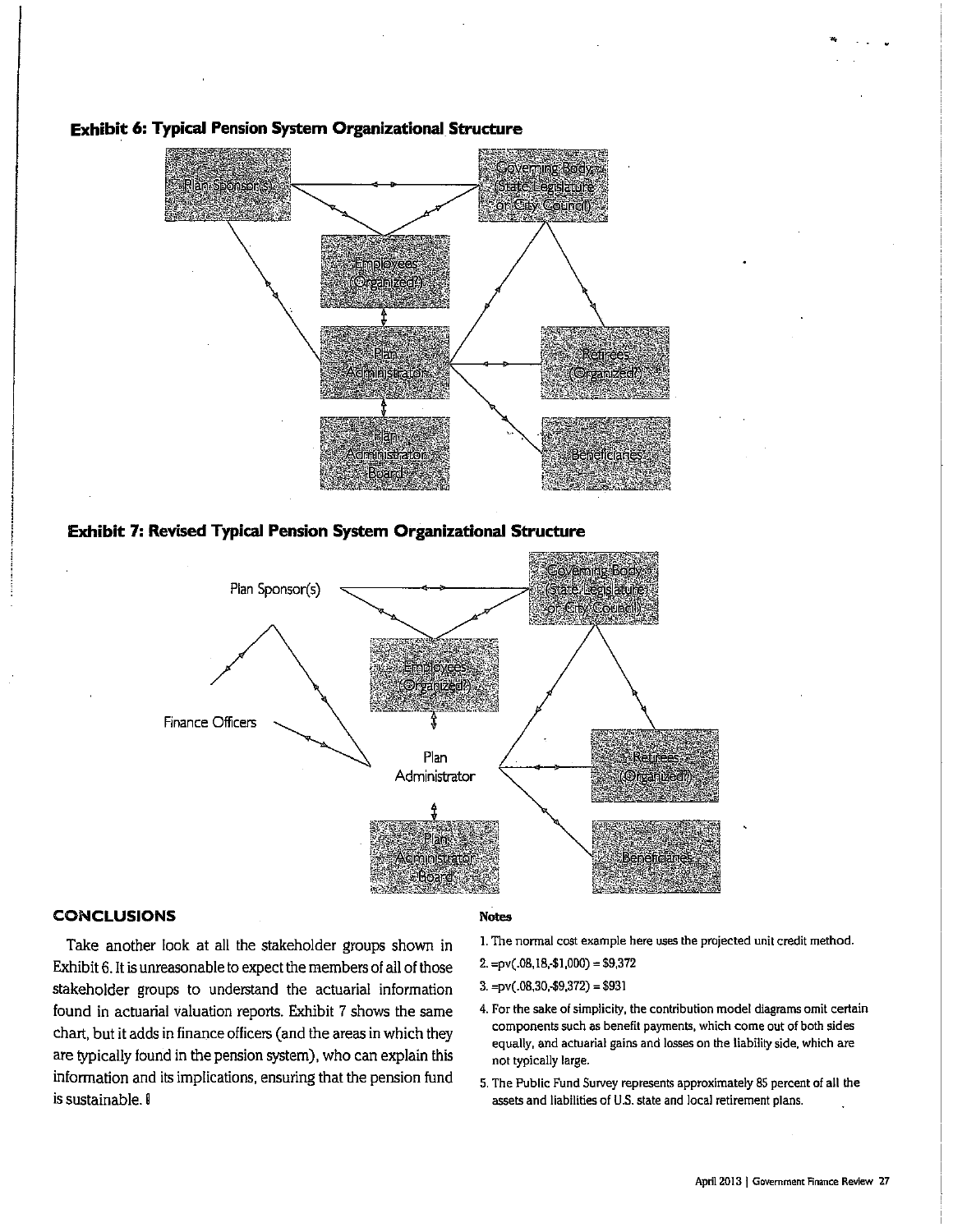**Exhibit 6: Typical Pension System Organizational Structure**

Plan Sponsor(s)

Governing Body (State Legislature or City Council)

Employees (Organized?)

Plan Administrator

Retirees (Organized?)

Plan Administrator Board

Beneficiaries

**Exhibit 7: Revised Typical Pension System Organizational Structure**

Plan Sponsor(s)

Governing Body (State Legislature or City Council)

Employees (Organized?)

Finance Officers

Plan Administrator

Retirees (Organized?)

Plan Administrator Board

Beneficiaries

## CONCLUSIONS

Take another look at all the stakeholder groups shown in Exhibit 6. It is unreasonable to expect the members of all of those stakeholder groups to understand the actuarial information found in actuarial valuation reports. Exhibit 7 shows the same chart, but it adds in finance officers (and the areas in which they are typically found in the pension system), who can explain this information and its implications, ensuring that the pension fund is sustainable.

**Notes**

1. The normal cost example here uses the projected unit credit method.
2. =pv(.08,18,-$1,000) = $9,372
3. =pv(.08,30,-$9,372) = $931
4. For the sake of simplicity, the contribution model diagrams omit certain components such as benefit payments, which come out of both sides equally, and actuarial gains and losses on the liability side, which are not typically large.
5. The Public Fund Survey represents approximately 85 percent of all the assets and liabilities of U.S. state and local retirement plans.